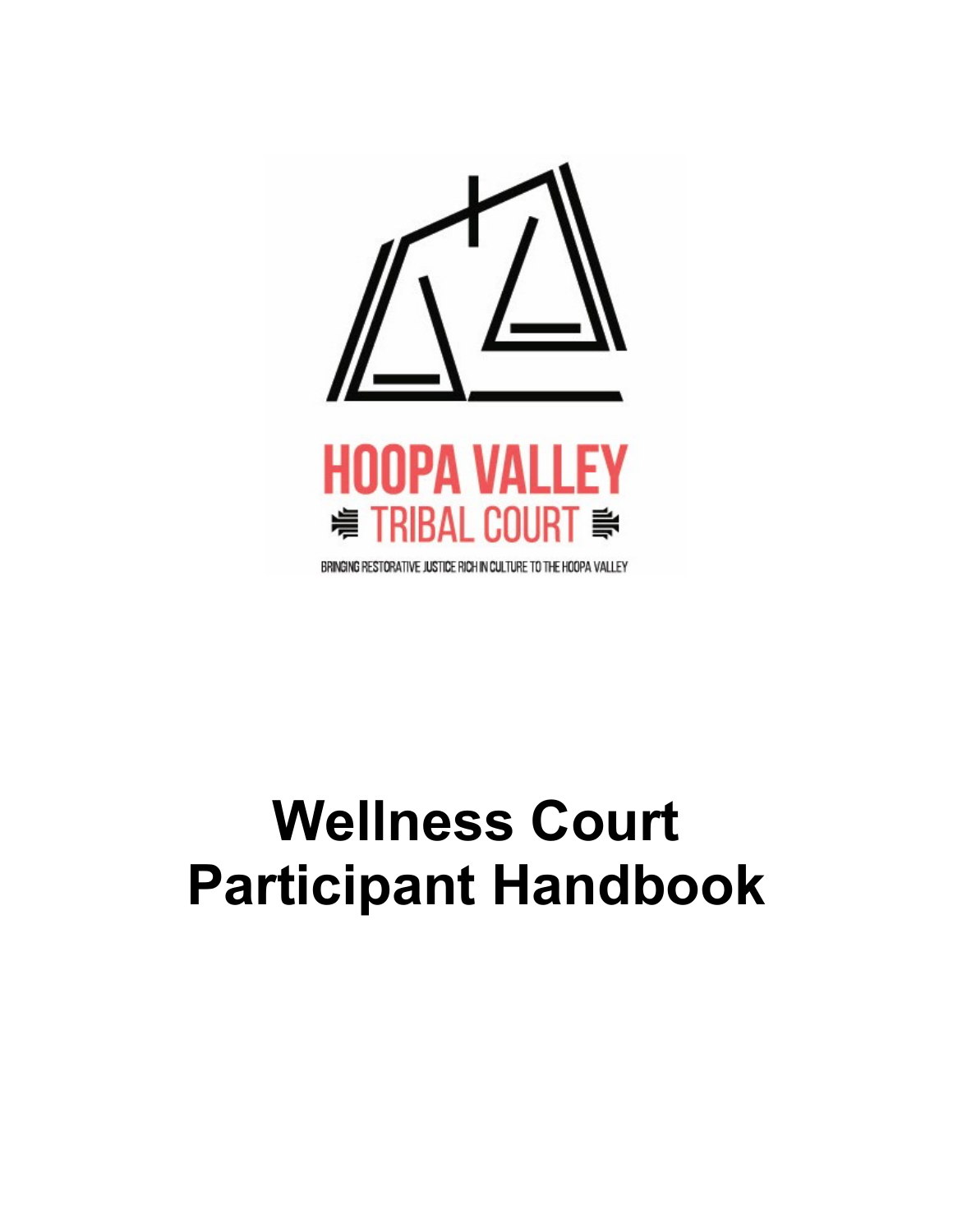HOOPA VALLEY

TRIBAL COURT

BRINGING RESTORATIVE JUSTICE RICH IN CULTURE TO THE HOOPA VALLEY

# Wellness Court Participant Handbook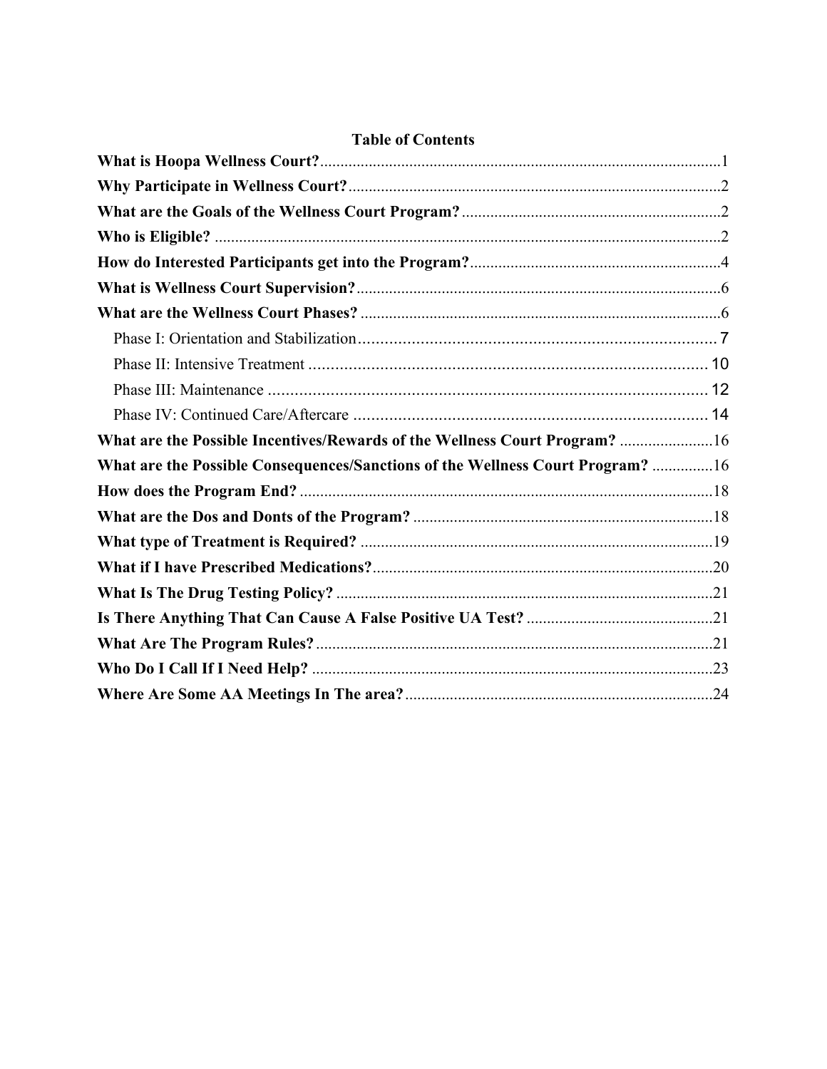**Table of Contents**

**What is Hoopa Wellness Court?** ....... 1
**Why Participate in Wellness Court?** ....... 2
**What are the Goals of the Wellness Court Program?** ....... 2
**Who is Eligible?** ....... 2
**How do Interested Participants get into the Program?** ....... 4
**What is Wellness Court Supervision?** ....... 6
**What are the Wellness Court Phases?** ....... 6
  Phase I: Orientation and Stabilization ....... 7
  Phase II: Intensive Treatment ....... 10
  Phase III: Maintenance ....... 12
  Phase IV: Continued Care/Aftercare ....... 14
**What are the Possible Incentives/Rewards of the Wellness Court Program?** ....... 16
**What are the Possible Consequences/Sanctions of the Wellness Court Program?** ....... 16
**How does the Program End?** ....... 18
**What are the Dos and Donts of the Program?** ....... 18
**What type of Treatment is Required?** ....... 19
**What if I have Prescribed Medications?** ....... 20
**What Is The Drug Testing Policy?** ....... 21
**Is There Anything That Can Cause A False Positive UA Test?** ....... 21
**What Are The Program Rules?** ....... 21
**Who Do I Call If I Need Help?** ....... 23
**Where Are Some AA Meetings In The area?** ....... 24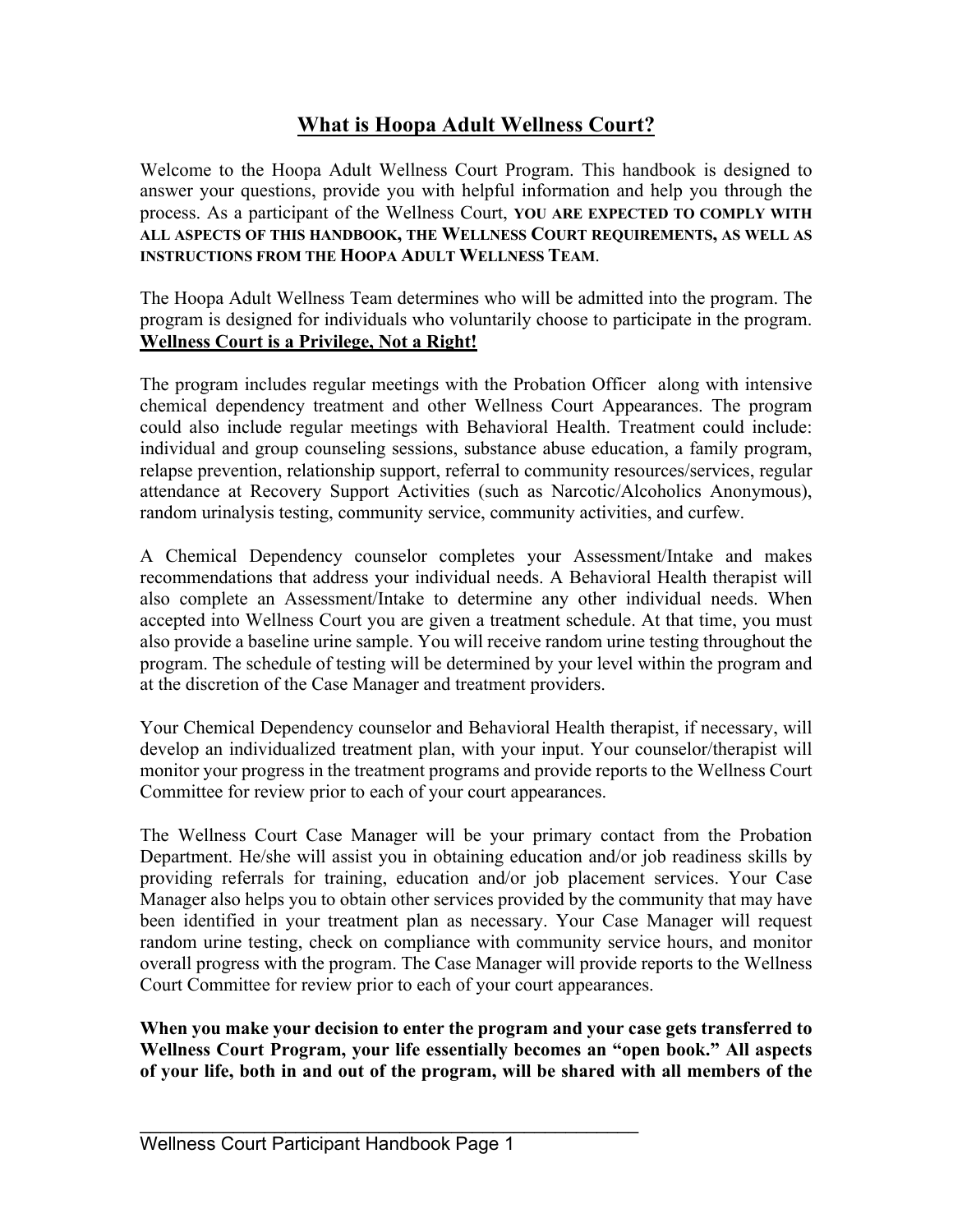## What is Hoopa Adult Wellness Court?

Welcome to the Hoopa Adult Wellness Court Program. This handbook is designed to answer your questions, provide you with helpful information and help you through the process. As a participant of the Wellness Court, **YOU ARE EXPECTED TO COMPLY WITH ALL ASPECTS OF THIS HANDBOOK, THE WELLNESS COURT REQUIREMENTS, AS WELL AS INSTRUCTIONS FROM THE HOOPA ADULT WELLNESS TEAM**.

The Hoopa Adult Wellness Team determines who will be admitted into the program. The program is designed for individuals who voluntarily choose to participate in the program. **Wellness Court is a Privilege, Not a Right!**

The program includes regular meetings with the Probation Officer along with intensive chemical dependency treatment and other Wellness Court Appearances. The program could also include regular meetings with Behavioral Health. Treatment could include: individual and group counseling sessions, substance abuse education, a family program, relapse prevention, relationship support, referral to community resources/services, regular attendance at Recovery Support Activities (such as Narcotic/Alcoholics Anonymous), random urinalysis testing, community service, community activities, and curfew.

A Chemical Dependency counselor completes your Assessment/Intake and makes recommendations that address your individual needs. A Behavioral Health therapist will also complete an Assessment/Intake to determine any other individual needs. When accepted into Wellness Court you are given a treatment schedule. At that time, you must also provide a baseline urine sample. You will receive random urine testing throughout the program. The schedule of testing will be determined by your level within the program and at the discretion of the Case Manager and treatment providers.

Your Chemical Dependency counselor and Behavioral Health therapist, if necessary, will develop an individualized treatment plan, with your input. Your counselor/therapist will monitor your progress in the treatment programs and provide reports to the Wellness Court Committee for review prior to each of your court appearances.

The Wellness Court Case Manager will be your primary contact from the Probation Department. He/she will assist you in obtaining education and/or job readiness skills by providing referrals for training, education and/or job placement services. Your Case Manager also helps you to obtain other services provided by the community that may have been identified in your treatment plan as necessary. Your Case Manager will request random urine testing, check on compliance with community service hours, and monitor overall progress with the program. The Case Manager will provide reports to the Wellness Court Committee for review prior to each of your court appearances.

**When you make your decision to enter the program and your case gets transferred to Wellness Court Program, your life essentially becomes an "open book." All aspects of your life, both in and out of the program, will be shared with all members of the**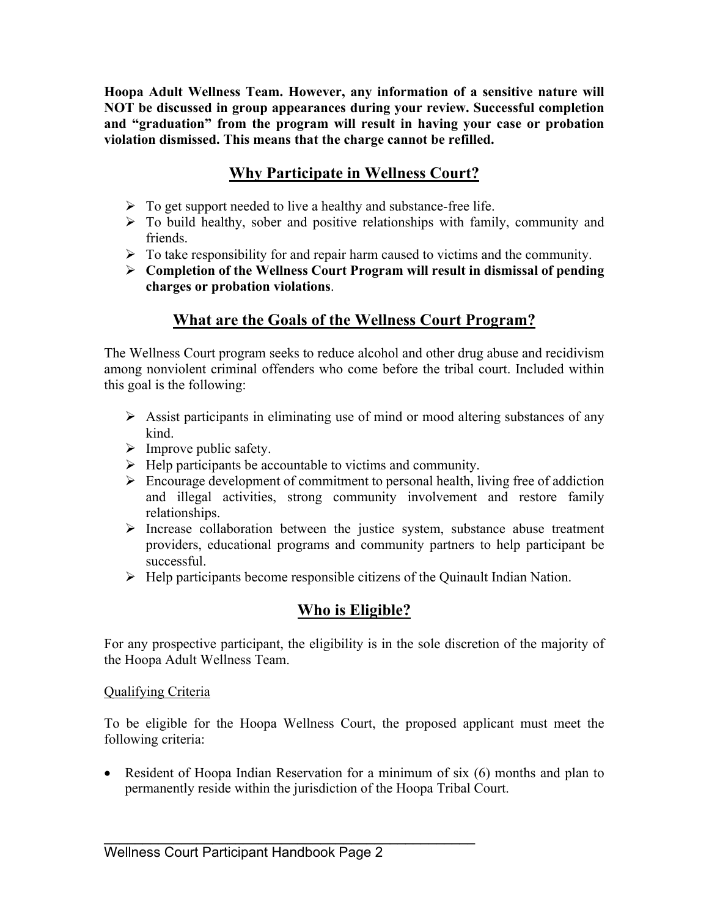**Hoopa Adult Wellness Team. However, any information of a sensitive nature will NOT be discussed in group appearances during your review. Successful completion and "graduation" from the program will result in having your case or probation violation dismissed. This means that the charge cannot be refilled.**

## Why Participate in Wellness Court?

- To get support needed to live a healthy and substance-free life.
- To build healthy, sober and positive relationships with family, community and friends.
- To take responsibility for and repair harm caused to victims and the community.
- **Completion of the Wellness Court Program will result in dismissal of pending charges or probation violations**.

## What are the Goals of the Wellness Court Program?

The Wellness Court program seeks to reduce alcohol and other drug abuse and recidivism among nonviolent criminal offenders who come before the tribal court. Included within this goal is the following:

- Assist participants in eliminating use of mind or mood altering substances of any kind.
- Improve public safety.
- Help participants be accountable to victims and community.
- Encourage development of commitment to personal health, living free of addiction and illegal activities, strong community involvement and restore family relationships.
- Increase collaboration between the justice system, substance abuse treatment providers, educational programs and community partners to help participant be successful.
- Help participants become responsible citizens of the Quinault Indian Nation.

## Who is Eligible?

For any prospective participant, the eligibility is in the sole discretion of the majority of the Hoopa Adult Wellness Team.

Qualifying Criteria

To be eligible for the Hoopa Wellness Court, the proposed applicant must meet the following criteria:

- Resident of Hoopa Indian Reservation for a minimum of six (6) months and plan to permanently reside within the jurisdiction of the Hoopa Tribal Court.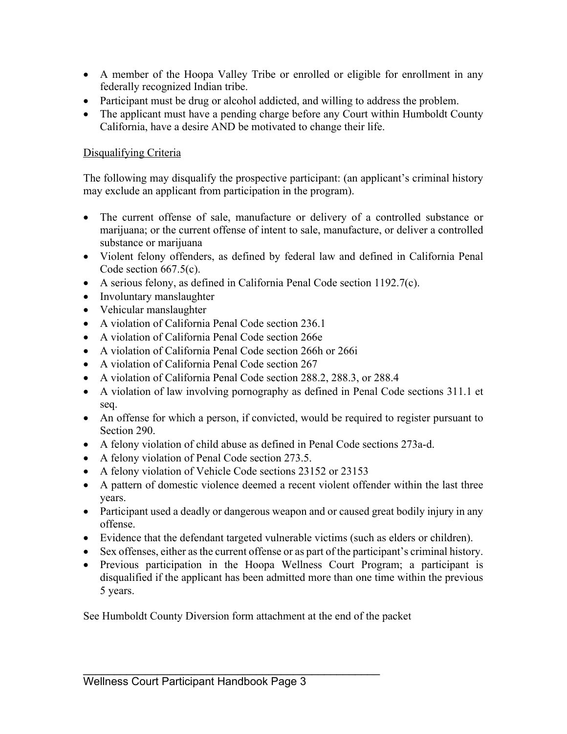- A member of the Hoopa Valley Tribe or enrolled or eligible for enrollment in any federally recognized Indian tribe.
- Participant must be drug or alcohol addicted, and willing to address the problem.
- The applicant must have a pending charge before any Court within Humboldt County California, have a desire AND be motivated to change their life.

Disqualifying Criteria

The following may disqualify the prospective participant: (an applicant's criminal history may exclude an applicant from participation in the program).

- The current offense of sale, manufacture or delivery of a controlled substance or marijuana; or the current offense of intent to sale, manufacture, or deliver a controlled substance or marijuana
- Violent felony offenders, as defined by federal law and defined in California Penal Code section 667.5(c).
- A serious felony, as defined in California Penal Code section 1192.7(c).
- Involuntary manslaughter
- Vehicular manslaughter
- A violation of California Penal Code section 236.1
- A violation of California Penal Code section 266e
- A violation of California Penal Code section 266h or 266i
- A violation of California Penal Code section 267
- A violation of California Penal Code section 288.2, 288.3, or 288.4
- A violation of law involving pornography as defined in Penal Code sections 311.1 et seq.
- An offense for which a person, if convicted, would be required to register pursuant to Section 290.
- A felony violation of child abuse as defined in Penal Code sections 273a-d.
- A felony violation of Penal Code section 273.5.
- A felony violation of Vehicle Code sections 23152 or 23153
- A pattern of domestic violence deemed a recent violent offender within the last three years.
- Participant used a deadly or dangerous weapon and or caused great bodily injury in any offense.
- Evidence that the defendant targeted vulnerable victims (such as elders or children).
- Sex offenses, either as the current offense or as part of the participant's criminal history.
- Previous participation in the Hoopa Wellness Court Program; a participant is disqualified if the applicant has been admitted more than one time within the previous 5 years.

See Humboldt County Diversion form attachment at the end of the packet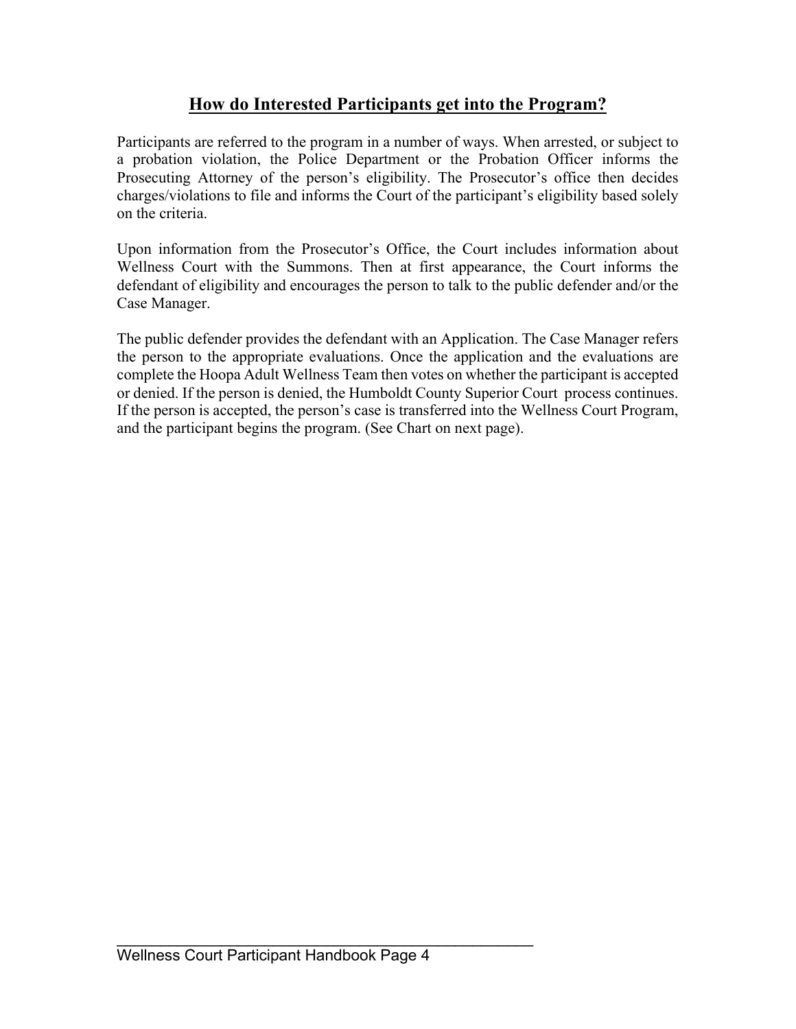## How do Interested Participants get into the Program?

Participants are referred to the program in a number of ways. When arrested, or subject to a probation violation, the Police Department or the Probation Officer informs the Prosecuting Attorney of the person's eligibility. The Prosecutor's office then decides charges/violations to file and informs the Court of the participant's eligibility based solely on the criteria.

Upon information from the Prosecutor's Office, the Court includes information about Wellness Court with the Summons. Then at first appearance, the Court informs the defendant of eligibility and encourages the person to talk to the public defender and/or the Case Manager.

The public defender provides the defendant with an Application. The Case Manager refers the person to the appropriate evaluations. Once the application and the evaluations are complete the Hoopa Adult Wellness Team then votes on whether the participant is accepted or denied. If the person is denied, the Humboldt County Superior Court process continues. If the person is accepted, the person's case is transferred into the Wellness Court Program, and the participant begins the program. (See Chart on next page).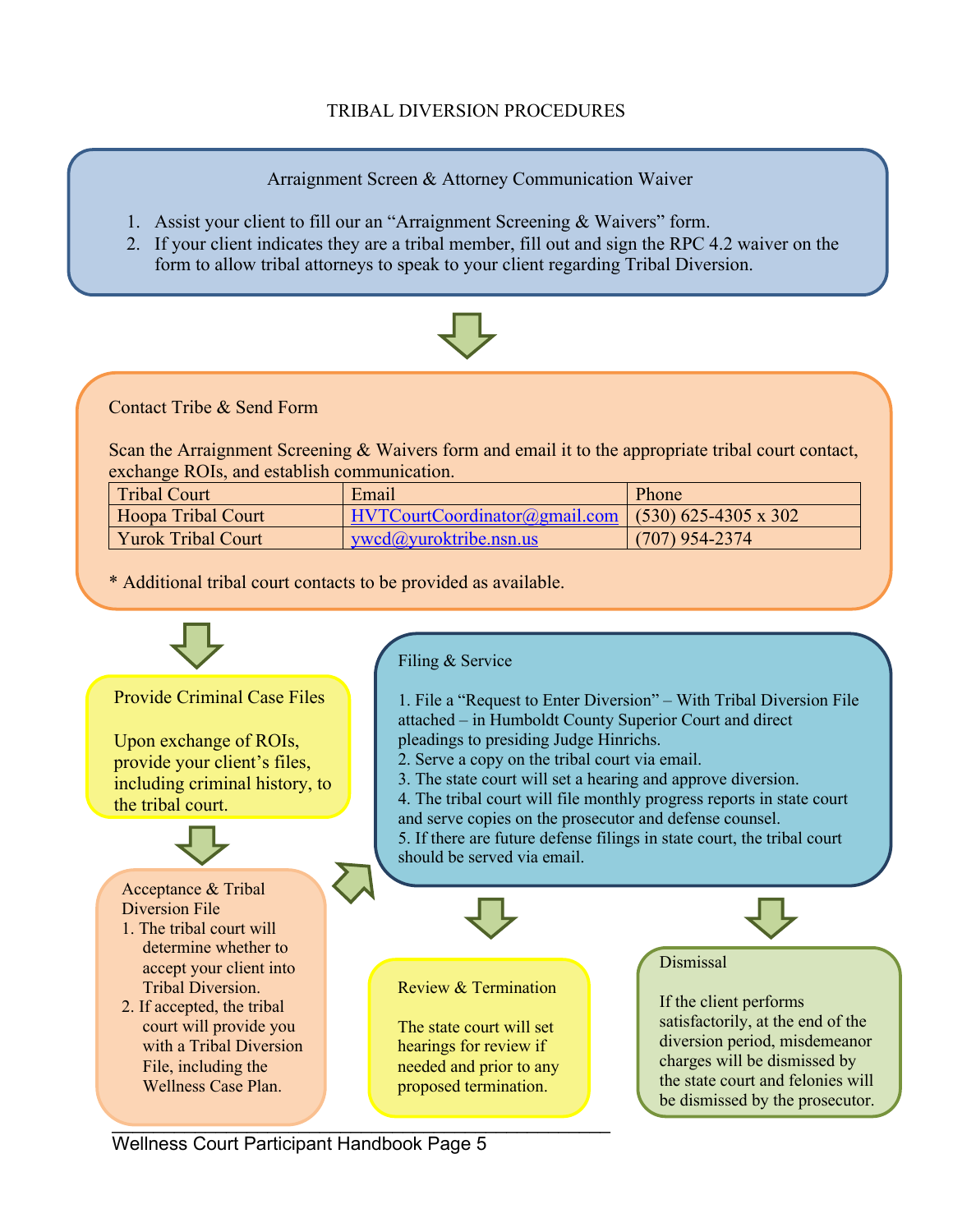# TRIBAL DIVERSION PROCEDURES

## Arraignment Screen & Attorney Communication Waiver

1. Assist your client to fill our an "Arraignment Screening & Waivers" form.
2. If your client indicates they are a tribal member, fill out and sign the RPC 4.2 waiver on the form to allow tribal attorneys to speak to your client regarding Tribal Diversion.

## Contact Tribe & Send Form

Scan the Arraignment Screening & Waivers form and email it to the appropriate tribal court contact, exchange ROIs, and establish communication.

| Tribal Court | Email | Phone |
| --- | --- | --- |
| Hoopa Tribal Court | HVTCourtCoordinator@gmail.com | (530) 625-4305 x 302 |
| Yurok Tribal Court | ywcd@yuroktribe.nsn.us | (707) 954-2374 |

* Additional tribal court contacts to be provided as available.

## Provide Criminal Case Files

Upon exchange of ROIs, provide your client's files, including criminal history, to the tribal court.

## Acceptance & Tribal Diversion File

1. The tribal court will determine whether to accept your client into Tribal Diversion.
2. If accepted, the tribal court will provide you with a Tribal Diversion File, including the Wellness Case Plan.

## Filing & Service

1. File a "Request to Enter Diversion" – With Tribal Diversion File attached – in Humboldt County Superior Court and direct pleadings to presiding Judge Hinrichs.
2. Serve a copy on the tribal court via email.
3. The state court will set a hearing and approve diversion.
4. The tribal court will file monthly progress reports in state court and serve copies on the prosecutor and defense counsel.
5. If there are future defense filings in state court, the tribal court should be served via email.

## Review & Termination

The state court will set hearings for review if needed and prior to any proposed termination.

## Dismissal

If the client performs satisfactorily, at the end of the diversion period, misdemeanor charges will be dismissed by the state court and felonies will be dismissed by the prosecutor.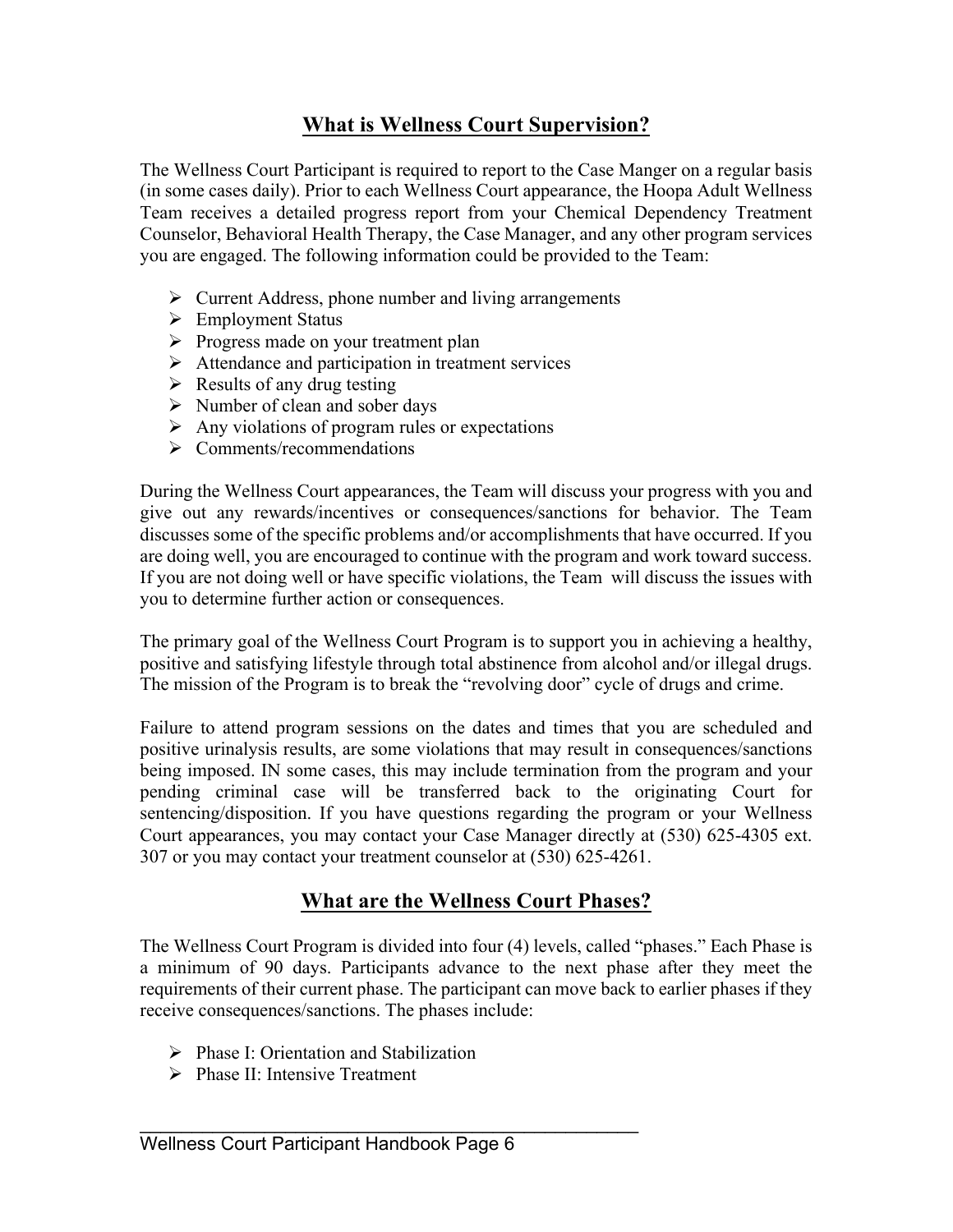## What is Wellness Court Supervision?

The Wellness Court Participant is required to report to the Case Manger on a regular basis (in some cases daily). Prior to each Wellness Court appearance, the Hoopa Adult Wellness Team receives a detailed progress report from your Chemical Dependency Treatment Counselor, Behavioral Health Therapy, the Case Manager, and any other program services you are engaged. The following information could be provided to the Team:

- Current Address, phone number and living arrangements
- Employment Status
- Progress made on your treatment plan
- Attendance and participation in treatment services
- Results of any drug testing
- Number of clean and sober days
- Any violations of program rules or expectations
- Comments/recommendations

During the Wellness Court appearances, the Team will discuss your progress with you and give out any rewards/incentives or consequences/sanctions for behavior. The Team discusses some of the specific problems and/or accomplishments that have occurred. If you are doing well, you are encouraged to continue with the program and work toward success. If you are not doing well or have specific violations, the Team will discuss the issues with you to determine further action or consequences.

The primary goal of the Wellness Court Program is to support you in achieving a healthy, positive and satisfying lifestyle through total abstinence from alcohol and/or illegal drugs. The mission of the Program is to break the "revolving door" cycle of drugs and crime.

Failure to attend program sessions on the dates and times that you are scheduled and positive urinalysis results, are some violations that may result in consequences/sanctions being imposed. IN some cases, this may include termination from the program and your pending criminal case will be transferred back to the originating Court for sentencing/disposition. If you have questions regarding the program or your Wellness Court appearances, you may contact your Case Manager directly at (530) 625-4305 ext. 307 or you may contact your treatment counselor at (530) 625-4261.

## What are the Wellness Court Phases?

The Wellness Court Program is divided into four (4) levels, called "phases." Each Phase is a minimum of 90 days. Participants advance to the next phase after they meet the requirements of their current phase. The participant can move back to earlier phases if they receive consequences/sanctions. The phases include:

- Phase I: Orientation and Stabilization
- Phase II: Intensive Treatment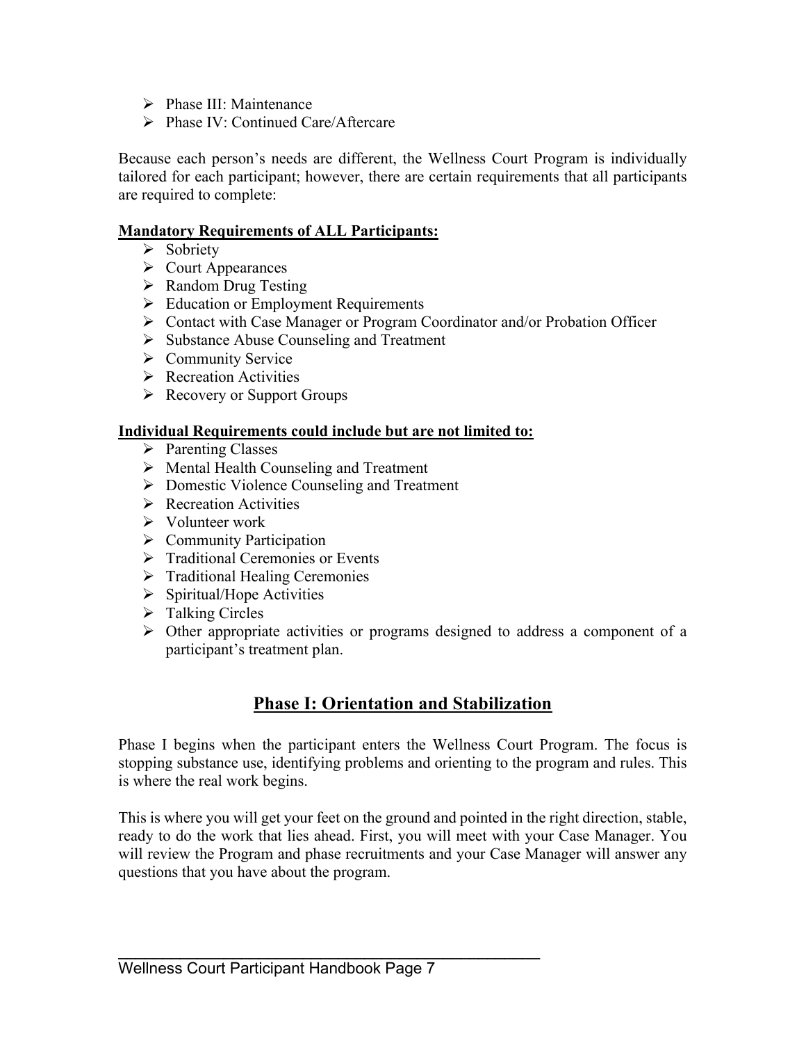- Phase III: Maintenance
- Phase IV: Continued Care/Aftercare

Because each person's needs are different, the Wellness Court Program is individually tailored for each participant; however, there are certain requirements that all participants are required to complete:

**Mandatory Requirements of ALL Participants:**

- Sobriety
- Court Appearances
- Random Drug Testing
- Education or Employment Requirements
- Contact with Case Manager or Program Coordinator and/or Probation Officer
- Substance Abuse Counseling and Treatment
- Community Service
- Recreation Activities
- Recovery or Support Groups

**Individual Requirements could include but are not limited to:**

- Parenting Classes
- Mental Health Counseling and Treatment
- Domestic Violence Counseling and Treatment
- Recreation Activities
- Volunteer work
- Community Participation
- Traditional Ceremonies or Events
- Traditional Healing Ceremonies
- Spiritual/Hope Activities
- Talking Circles
- Other appropriate activities or programs designed to address a component of a participant's treatment plan.

## Phase I: Orientation and Stabilization

Phase I begins when the participant enters the Wellness Court Program. The focus is stopping substance use, identifying problems and orienting to the program and rules. This is where the real work begins.

This is where you will get your feet on the ground and pointed in the right direction, stable, ready to do the work that lies ahead. First, you will meet with your Case Manager. You will review the Program and phase recruitments and your Case Manager will answer any questions that you have about the program.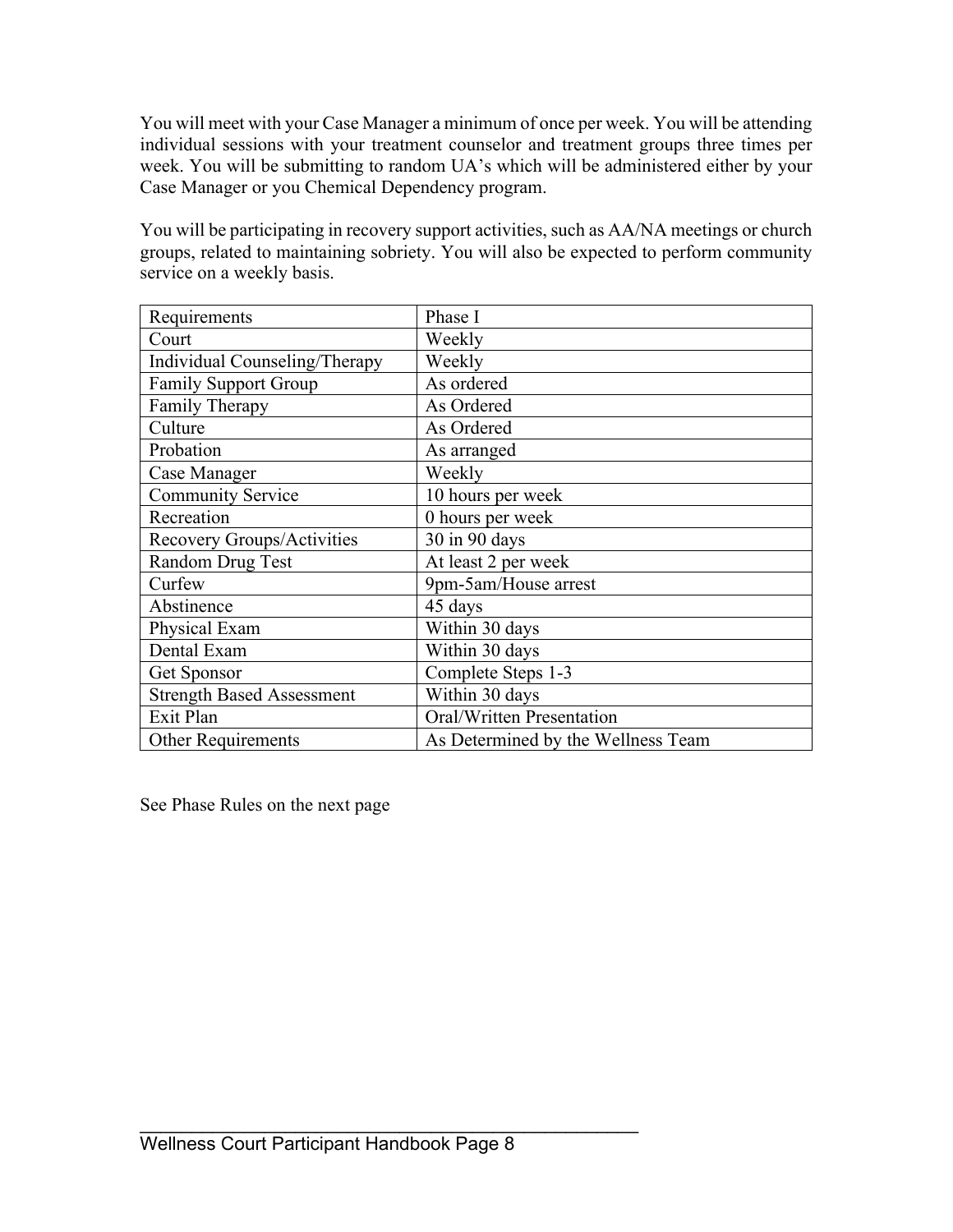You will meet with your Case Manager a minimum of once per week. You will be attending individual sessions with your treatment counselor and treatment groups three times per week. You will be submitting to random UA's which will be administered either by your Case Manager or you Chemical Dependency program.

You will be participating in recovery support activities, such as AA/NA meetings or church groups, related to maintaining sobriety. You will also be expected to perform community service on a weekly basis.

| Requirements | Phase I |
|---|---|
| Court | Weekly |
| Individual Counseling/Therapy | Weekly |
| Family Support Group | As ordered |
| Family Therapy | As Ordered |
| Culture | As Ordered |
| Probation | As arranged |
| Case Manager | Weekly |
| Community Service | 10 hours per week |
| Recreation | 0 hours per week |
| Recovery Groups/Activities | 30 in 90 days |
| Random Drug Test | At least 2 per week |
| Curfew | 9pm-5am/House arrest |
| Abstinence | 45 days |
| Physical Exam | Within 30 days |
| Dental Exam | Within 30 days |
| Get Sponsor | Complete Steps 1-3 |
| Strength Based Assessment | Within 30 days |
| Exit Plan | Oral/Written Presentation |
| Other Requirements | As Determined by the Wellness Team |

See Phase Rules on the next page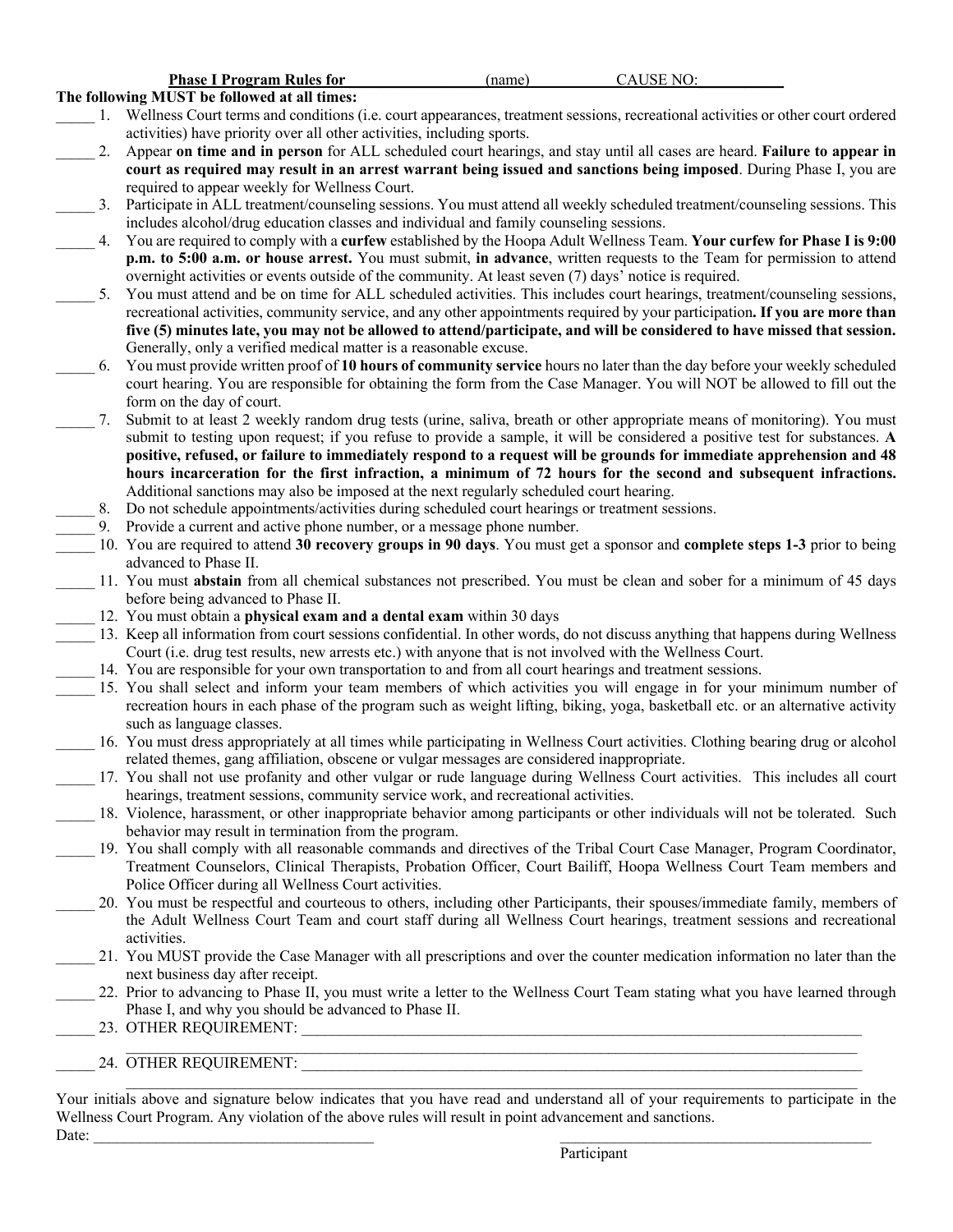**Phase I Program Rules for \_\_\_\_\_\_\_\_\_\_\_\_\_\_\_\_\_ (name) \_\_\_\_\_\_\_\_\_\_\_\_\_\_\_ CAUSE NO: \_\_\_\_\_\_\_\_\_\_\_**

**The following MUST be followed at all times:**

\_\_\_\_\_ 1. Wellness Court terms and conditions (i.e. court appearances, treatment sessions, recreational activities or other court ordered activities) have priority over all other activities, including sports.

\_\_\_\_\_ 2. Appear **on time and in person** for ALL scheduled court hearings, and stay until all cases are heard. **Failure to appear in court as required may result in an arrest warrant being issued and sanctions being imposed**. During Phase I, you are required to appear weekly for Wellness Court.

\_\_\_\_\_ 3. Participate in ALL treatment/counseling sessions. You must attend all weekly scheduled treatment/counseling sessions. This includes alcohol/drug education classes and individual and family counseling sessions.

\_\_\_\_\_ 4. You are required to comply with a **curfew** established by the Hoopa Adult Wellness Team. **Your curfew for Phase I is 9:00 p.m. to 5:00 a.m. or house arrest.** You must submit, **in advance**, written requests to the Team for permission to attend overnight activities or events outside of the community. At least seven (7) days' notice is required.

\_\_\_\_\_ 5. You must attend and be on time for ALL scheduled activities. This includes court hearings, treatment/counseling sessions, recreational activities, community service, and any other appointments required by your participation**. If you are more than five (5) minutes late, you may not be allowed to attend/participate, and will be considered to have missed that session.** Generally, only a verified medical matter is a reasonable excuse.

\_\_\_\_\_ 6. You must provide written proof of **10 hours of community service** hours no later than the day before your weekly scheduled court hearing. You are responsible for obtaining the form from the Case Manager. You will NOT be allowed to fill out the form on the day of court.

\_\_\_\_\_ 7. Submit to at least 2 weekly random drug tests (urine, saliva, breath or other appropriate means of monitoring). You must submit to testing upon request; if you refuse to provide a sample, it will be considered a positive test for substances. **A positive, refused, or failure to immediately respond to a request will be grounds for immediate apprehension and 48 hours incarceration for the first infraction, a minimum of 72 hours for the second and subsequent infractions.** Additional sanctions may also be imposed at the next regularly scheduled court hearing.

\_\_\_\_\_ 8. Do not schedule appointments/activities during scheduled court hearings or treatment sessions.

\_\_\_\_\_ 9. Provide a current and active phone number, or a message phone number.

\_\_\_\_\_ 10. You are required to attend **30 recovery groups in 90 days**. You must get a sponsor and **complete steps 1-3** prior to being advanced to Phase II.

\_\_\_\_\_ 11. You must **abstain** from all chemical substances not prescribed. You must be clean and sober for a minimum of 45 days before being advanced to Phase II.

\_\_\_\_\_ 12. You must obtain a **physical exam and a dental exam** within 30 days

\_\_\_\_\_ 13. Keep all information from court sessions confidential. In other words, do not discuss anything that happens during Wellness Court (i.e. drug test results, new arrests etc.) with anyone that is not involved with the Wellness Court.

\_\_\_\_\_ 14. You are responsible for your own transportation to and from all court hearings and treatment sessions.

\_\_\_\_\_ 15. You shall select and inform your team members of which activities you will engage in for your minimum number of recreation hours in each phase of the program such as weight lifting, biking, yoga, basketball etc. or an alternative activity such as language classes.

\_\_\_\_\_ 16. You must dress appropriately at all times while participating in Wellness Court activities. Clothing bearing drug or alcohol related themes, gang affiliation, obscene or vulgar messages are considered inappropriate.

\_\_\_\_\_ 17. You shall not use profanity and other vulgar or rude language during Wellness Court activities. This includes all court hearings, treatment sessions, community service work, and recreational activities.

\_\_\_\_\_ 18. Violence, harassment, or other inappropriate behavior among participants or other individuals will not be tolerated. Such behavior may result in termination from the program.

\_\_\_\_\_ 19. You shall comply with all reasonable commands and directives of the Tribal Court Case Manager, Program Coordinator, Treatment Counselors, Clinical Therapists, Probation Officer, Court Bailiff, Hoopa Wellness Court Team members and Police Officer during all Wellness Court activities.

\_\_\_\_\_ 20. You must be respectful and courteous to others, including other Participants, their spouses/immediate family, members of the Adult Wellness Court Team and court staff during all Wellness Court hearings, treatment sessions and recreational activities.

\_\_\_\_\_ 21. You MUST provide the Case Manager with all prescriptions and over the counter medication information no later than the next business day after receipt.

\_\_\_\_\_ 22. Prior to advancing to Phase II, you must write a letter to the Wellness Court Team stating what you have learned through Phase I, and why you should be advanced to Phase II.

\_\_\_\_\_ 23. OTHER REQUIREMENT: \_\_\_\_\_\_\_\_\_\_\_\_\_\_\_\_\_\_\_\_\_\_\_\_\_\_\_\_\_\_\_\_\_\_\_\_\_\_\_\_\_\_\_\_\_\_\_\_\_\_\_\_\_\_\_\_\_\_\_\_\_\_\_\_\_\_\_\_\_\_

\_\_\_\_\_\_\_\_\_\_\_\_\_\_\_\_\_\_\_\_\_\_\_\_\_\_\_\_\_\_\_\_\_\_\_\_\_\_\_\_\_\_\_\_\_\_\_\_\_\_\_\_\_\_\_\_\_\_\_\_\_\_\_\_\_\_\_\_\_\_\_\_\_\_\_\_\_\_\_\_\_\_\_\_\_\_

\_\_\_\_\_ 24. OTHER REQUIREMENT: \_\_\_\_\_\_\_\_\_\_\_\_\_\_\_\_\_\_\_\_\_\_\_\_\_\_\_\_\_\_\_\_\_\_\_\_\_\_\_\_\_\_\_\_\_\_\_\_\_\_\_\_\_\_\_\_\_\_\_\_\_\_\_\_\_\_\_\_\_\_

\_\_\_\_\_\_\_\_\_\_\_\_\_\_\_\_\_\_\_\_\_\_\_\_\_\_\_\_\_\_\_\_\_\_\_\_\_\_\_\_\_\_\_\_\_\_\_\_\_\_\_\_\_\_\_\_\_\_\_\_\_\_\_\_\_\_\_\_\_\_\_\_\_\_\_\_\_\_\_\_\_\_\_\_\_\_

Your initials above and signature below indicates that you have read and understand all of your requirements to participate in the Wellness Court Program. Any violation of the above rules will result in point advancement and sanctions.

Date: \_\_\_\_\_\_\_\_\_\_\_\_\_\_\_\_\_\_\_\_\_\_\_\_\_\_\_\_\_\_\_\_\_\_\_ \_\_\_\_\_\_\_\_\_\_\_\_\_\_\_\_\_\_\_\_\_\_\_\_\_\_\_\_\_\_\_\_\_\_\_\_\_\_\_\_\_

Participant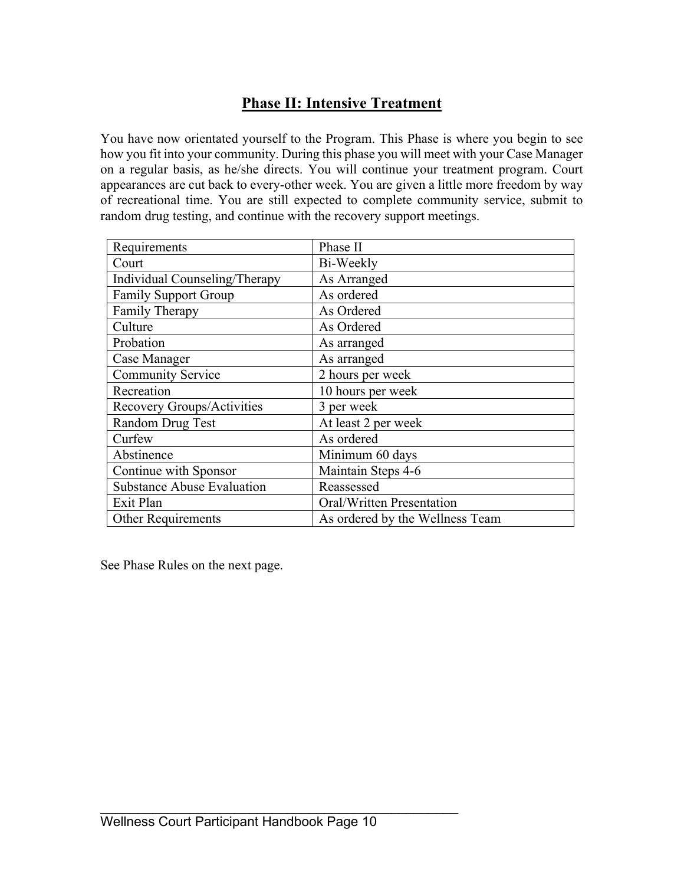## Phase II: Intensive Treatment

You have now orientated yourself to the Program. This Phase is where you begin to see how you fit into your community. During this phase you will meet with your Case Manager on a regular basis, as he/she directs. You will continue your treatment program. Court appearances are cut back to every-other week. You are given a little more freedom by way of recreational time. You are still expected to complete community service, submit to random drug testing, and continue with the recovery support meetings.

| Requirements | Phase II |
|---|---|
| Court | Bi-Weekly |
| Individual Counseling/Therapy | As Arranged |
| Family Support Group | As ordered |
| Family Therapy | As Ordered |
| Culture | As Ordered |
| Probation | As arranged |
| Case Manager | As arranged |
| Community Service | 2 hours per week |
| Recreation | 10 hours per week |
| Recovery Groups/Activities | 3 per week |
| Random Drug Test | At least 2 per week |
| Curfew | As ordered |
| Abstinence | Minimum 60 days |
| Continue with Sponsor | Maintain Steps 4-6 |
| Substance Abuse Evaluation | Reassessed |
| Exit Plan | Oral/Written Presentation |
| Other Requirements | As ordered by the Wellness Team |

See Phase Rules on the next page.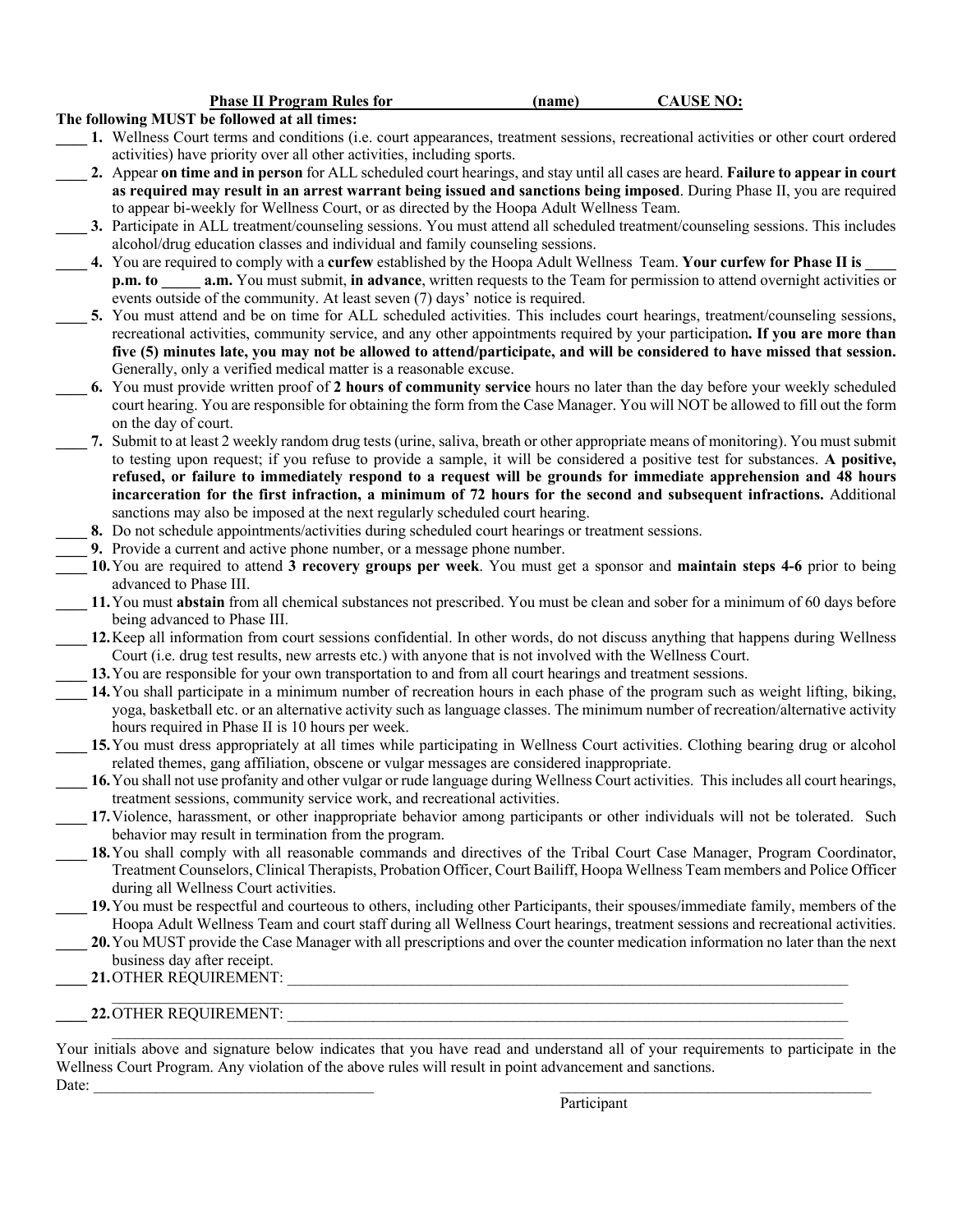**Phase II Program Rules for \_\_\_\_\_\_\_\_\_\_\_\_\_\_\_\_\_\_ (name) \_\_\_\_\_\_\_\_\_\_\_\_ CAUSE NO:**

**The following MUST be followed at all times:**

\_\_\_\_ **1.** Wellness Court terms and conditions (i.e. court appearances, treatment sessions, recreational activities or other court ordered activities) have priority over all other activities, including sports.

\_\_\_\_ **2.** Appear **on time and in person** for ALL scheduled court hearings, and stay until all cases are heard. **Failure to appear in court as required may result in an arrest warrant being issued and sanctions being imposed**. During Phase II, you are required to appear bi-weekly for Wellness Court, or as directed by the Hoopa Adult Wellness Team.

\_\_\_\_ **3.** Participate in ALL treatment/counseling sessions. You must attend all scheduled treatment/counseling sessions. This includes alcohol/drug education classes and individual and family counseling sessions.

\_\_\_\_ **4.** You are required to comply with a **curfew** established by the Hoopa Adult Wellness Team. **Your curfew for Phase II is \_\_\_\_ p.m. to \_\_\_\_\_ a.m.** You must submit, **in advance**, written requests to the Team for permission to attend overnight activities or events outside of the community. At least seven (7) days' notice is required.

\_\_\_\_ **5.** You must attend and be on time for ALL scheduled activities. This includes court hearings, treatment/counseling sessions, recreational activities, community service, and any other appointments required by your participation**. If you are more than five (5) minutes late, you may not be allowed to attend/participate, and will be considered to have missed that session.** Generally, only a verified medical matter is a reasonable excuse.

\_\_\_\_ **6.** You must provide written proof of **2 hours of community service** hours no later than the day before your weekly scheduled court hearing. You are responsible for obtaining the form from the Case Manager. You will NOT be allowed to fill out the form on the day of court.

\_\_\_\_ **7.** Submit to at least 2 weekly random drug tests (urine, saliva, breath or other appropriate means of monitoring). You must submit to testing upon request; if you refuse to provide a sample, it will be considered a positive test for substances. **A positive, refused, or failure to immediately respond to a request will be grounds for immediate apprehension and 48 hours incarceration for the first infraction, a minimum of 72 hours for the second and subsequent infractions.** Additional sanctions may also be imposed at the next regularly scheduled court hearing.

\_\_\_\_ **8.** Do not schedule appointments/activities during scheduled court hearings or treatment sessions.

\_\_\_\_ **9.** Provide a current and active phone number, or a message phone number.

\_\_\_\_ **10.** You are required to attend **3 recovery groups per week**. You must get a sponsor and **maintain steps 4-6** prior to being advanced to Phase III.

\_\_\_\_ **11.** You must **abstain** from all chemical substances not prescribed. You must be clean and sober for a minimum of 60 days before being advanced to Phase III.

\_\_\_\_ **12.** Keep all information from court sessions confidential. In other words, do not discuss anything that happens during Wellness Court (i.e. drug test results, new arrests etc.) with anyone that is not involved with the Wellness Court.

\_\_\_\_ **13.** You are responsible for your own transportation to and from all court hearings and treatment sessions.

\_\_\_\_ **14.** You shall participate in a minimum number of recreation hours in each phase of the program such as weight lifting, biking, yoga, basketball etc. or an alternative activity such as language classes. The minimum number of recreation/alternative activity hours required in Phase II is 10 hours per week.

\_\_\_\_ **15.** You must dress appropriately at all times while participating in Wellness Court activities. Clothing bearing drug or alcohol related themes, gang affiliation, obscene or vulgar messages are considered inappropriate.

\_\_\_\_ **16.** You shall not use profanity and other vulgar or rude language during Wellness Court activities. This includes all court hearings, treatment sessions, community service work, and recreational activities.

\_\_\_\_ **17.** Violence, harassment, or other inappropriate behavior among participants or other individuals will not be tolerated. Such behavior may result in termination from the program.

\_\_\_\_ **18.** You shall comply with all reasonable commands and directives of the Tribal Court Case Manager, Program Coordinator, Treatment Counselors, Clinical Therapists, Probation Officer, Court Bailiff, Hoopa Wellness Team members and Police Officer during all Wellness Court activities.

\_\_\_\_ **19.** You must be respectful and courteous to others, including other Participants, their spouses/immediate family, members of the Hoopa Adult Wellness Team and court staff during all Wellness Court hearings, treatment sessions and recreational activities.

\_\_\_\_ **20.** You MUST provide the Case Manager with all prescriptions and over the counter medication information no later than the next business day after receipt.

\_\_\_\_ **21.** OTHER REQUIREMENT: \_\_\_\_\_\_\_\_\_\_\_\_\_\_\_\_\_\_\_\_\_\_\_\_\_\_\_\_\_\_\_\_\_\_\_\_\_\_\_\_\_\_\_\_\_\_\_\_\_\_\_\_\_\_\_\_\_\_\_\_\_\_\_\_\_\_\_\_\_\_\_\_\_\_

\_\_\_\_\_\_\_\_\_\_\_\_\_\_\_\_\_\_\_\_\_\_\_\_\_\_\_\_\_\_\_\_\_\_\_\_\_\_\_\_\_\_\_\_\_\_\_\_\_\_\_\_\_\_\_\_\_\_\_\_\_\_\_\_\_\_\_\_\_\_\_\_\_\_\_\_\_\_\_\_\_\_\_\_\_\_\_\_\_\_\_\_\_\_\_\_\_\_\_\_

\_\_\_\_ **22.** OTHER REQUIREMENT: \_\_\_\_\_\_\_\_\_\_\_\_\_\_\_\_\_\_\_\_\_\_\_\_\_\_\_\_\_\_\_\_\_\_\_\_\_\_\_\_\_\_\_\_\_\_\_\_\_\_\_\_\_\_\_\_\_\_\_\_\_\_\_\_\_\_\_\_\_\_\_\_\_\_

\_\_\_\_\_\_\_\_\_\_\_\_\_\_\_\_\_\_\_\_\_\_\_\_\_\_\_\_\_\_\_\_\_\_\_\_\_\_\_\_\_\_\_\_\_\_\_\_\_\_\_\_\_\_\_\_\_\_\_\_\_\_\_\_\_\_\_\_\_\_\_\_\_\_\_\_\_\_\_\_\_\_\_\_\_\_\_\_\_\_\_\_\_\_\_\_\_\_\_\_

Your initials above and signature below indicates that you have read and understand all of your requirements to participate in the Wellness Court Program. Any violation of the above rules will result in point advancement and sanctions.

Date: \_\_\_\_\_\_\_\_\_\_\_\_\_\_\_\_\_\_\_\_\_\_\_\_\_\_\_\_\_\_\_\_\_\_\_\_\_ \_\_\_\_\_\_\_\_\_\_\_\_\_\_\_\_\_\_\_\_\_\_\_\_\_\_\_\_\_\_\_\_\_\_\_\_\_\_\_\_\_\_

Participant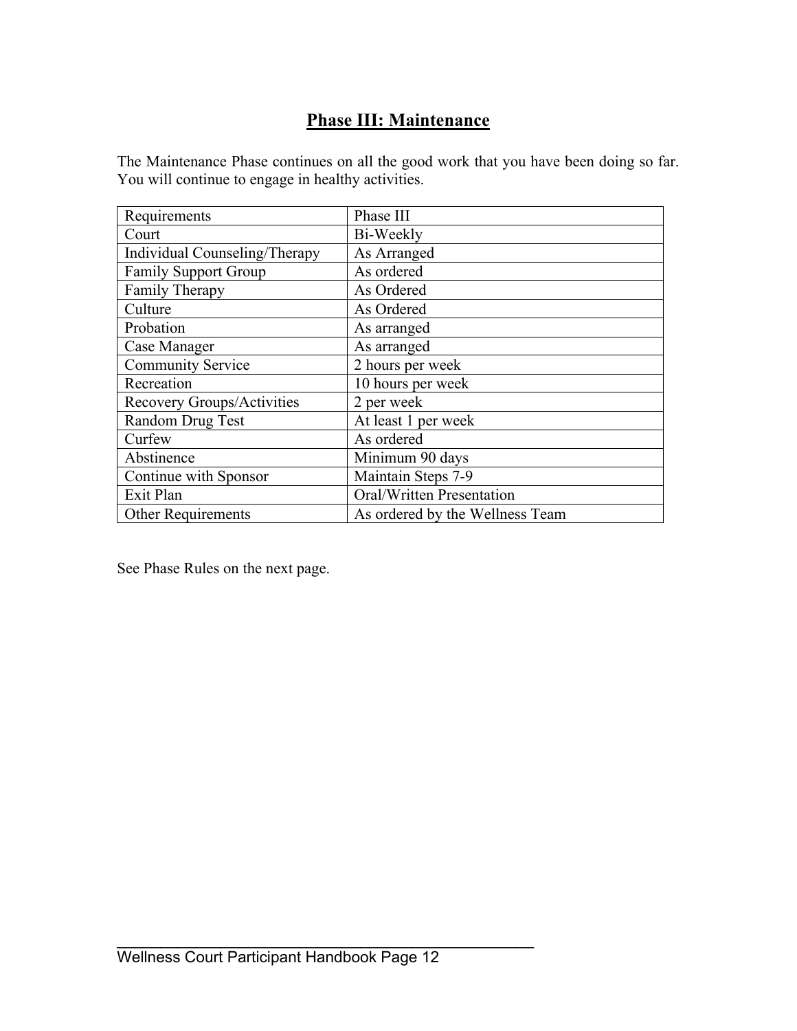## Phase III: Maintenance

The Maintenance Phase continues on all the good work that you have been doing so far. You will continue to engage in healthy activities.

| Requirements | Phase III |
|---|---|
| Court | Bi-Weekly |
| Individual Counseling/Therapy | As Arranged |
| Family Support Group | As ordered |
| Family Therapy | As Ordered |
| Culture | As Ordered |
| Probation | As arranged |
| Case Manager | As arranged |
| Community Service | 2 hours per week |
| Recreation | 10 hours per week |
| Recovery Groups/Activities | 2 per week |
| Random Drug Test | At least 1 per week |
| Curfew | As ordered |
| Abstinence | Minimum 90 days |
| Continue with Sponsor | Maintain Steps 7-9 |
| Exit Plan | Oral/Written Presentation |
| Other Requirements | As ordered by the Wellness Team |

See Phase Rules on the next page.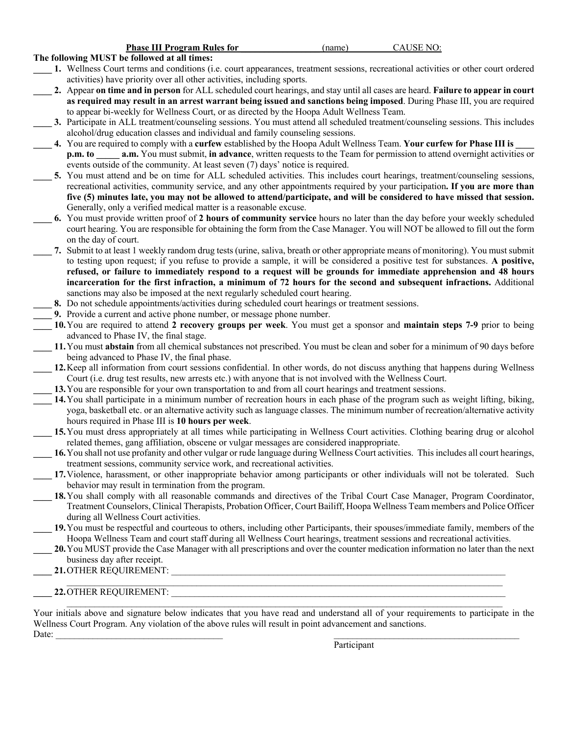**Phase III Program Rules for** \_\_\_\_\_\_\_\_\_\_\_\_\_\_\_\_\_ (name) CAUSE NO:

**The following MUST be followed at all times:**

____ **1.** Wellness Court terms and conditions (i.e. court appearances, treatment sessions, recreational activities or other court ordered activities) have priority over all other activities, including sports.

____ **2.** Appear **on time and in person** for ALL scheduled court hearings, and stay until all cases are heard. **Failure to appear in court as required may result in an arrest warrant being issued and sanctions being imposed**. During Phase III, you are required to appear bi-weekly for Wellness Court, or as directed by the Hoopa Adult Wellness Team.

____ **3.** Participate in ALL treatment/counseling sessions. You must attend all scheduled treatment/counseling sessions. This includes alcohol/drug education classes and individual and family counseling sessions.

____ **4.** You are required to comply with a **curfew** established by the Hoopa Adult Wellness Team. **Your curfew for Phase III is ____ p.m. to _____ a.m.** You must submit, **in advance**, written requests to the Team for permission to attend overnight activities or events outside of the community. At least seven (7) days' notice is required.

____ **5.** You must attend and be on time for ALL scheduled activities. This includes court hearings, treatment/counseling sessions, recreational activities, community service, and any other appointments required by your participation**. If you are more than five (5) minutes late, you may not be allowed to attend/participate, and will be considered to have missed that session.** Generally, only a verified medical matter is a reasonable excuse.

____ **6.** You must provide written proof of **2 hours of community service** hours no later than the day before your weekly scheduled court hearing. You are responsible for obtaining the form from the Case Manager. You will NOT be allowed to fill out the form on the day of court.

____ **7.** Submit to at least 1 weekly random drug tests (urine, saliva, breath or other appropriate means of monitoring). You must submit to testing upon request; if you refuse to provide a sample, it will be considered a positive test for substances. **A positive, refused, or failure to immediately respond to a request will be grounds for immediate apprehension and 48 hours incarceration for the first infraction, a minimum of 72 hours for the second and subsequent infractions.** Additional sanctions may also be imposed at the next regularly scheduled court hearing.

____ **8.** Do not schedule appointments/activities during scheduled court hearings or treatment sessions.

____ **9.** Provide a current and active phone number, or message phone number.

____ **10.** You are required to attend **2 recovery groups per week**. You must get a sponsor and **maintain steps 7-9** prior to being advanced to Phase IV, the final stage.

____ **11.** You must **abstain** from all chemical substances not prescribed. You must be clean and sober for a minimum of 90 days before being advanced to Phase IV, the final phase.

____ **12.** Keep all information from court sessions confidential. In other words, do not discuss anything that happens during Wellness Court (i.e. drug test results, new arrests etc.) with anyone that is not involved with the Wellness Court.

____ **13.** You are responsible for your own transportation to and from all court hearings and treatment sessions.

____ **14.** You shall participate in a minimum number of recreation hours in each phase of the program such as weight lifting, biking, yoga, basketball etc. or an alternative activity such as language classes. The minimum number of recreation/alternative activity hours required in Phase III is **10 hours per week**.

____ **15.** You must dress appropriately at all times while participating in Wellness Court activities. Clothing bearing drug or alcohol related themes, gang affiliation, obscene or vulgar messages are considered inappropriate.

____ **16.** You shall not use profanity and other vulgar or rude language during Wellness Court activities. This includes all court hearings, treatment sessions, community service work, and recreational activities.

____ **17.** Violence, harassment, or other inappropriate behavior among participants or other individuals will not be tolerated. Such behavior may result in termination from the program.

____ **18.** You shall comply with all reasonable commands and directives of the Tribal Court Case Manager, Program Coordinator, Treatment Counselors, Clinical Therapists, Probation Officer, Court Bailiff, Hoopa Wellness Team members and Police Officer during all Wellness Court activities.

____ **19.** You must be respectful and courteous to others, including other Participants, their spouses/immediate family, members of the Hoopa Wellness Team and court staff during all Wellness Court hearings, treatment sessions and recreational activities.

____ **20.** You MUST provide the Case Manager with all prescriptions and over the counter medication information no later than the next business day after receipt.

____ **21.** OTHER REQUIREMENT: \_\_\_\_\_\_\_\_\_\_\_\_\_\_\_\_\_\_\_\_\_\_\_\_\_\_\_\_\_\_\_\_\_\_\_\_\_\_\_\_\_\_\_\_\_\_\_\_\_\_\_\_\_\_\_\_\_\_\_\_\_\_\_\_\_\_\_\_\_\_\_\_\_\_\_\_\_\_

\_\_\_\_\_\_\_\_\_\_\_\_\_\_\_\_\_\_\_\_\_\_\_\_\_\_\_\_\_\_\_\_\_\_\_\_\_\_\_\_\_\_\_\_\_\_\_\_\_\_\_\_\_\_\_\_\_\_\_\_\_\_\_\_\_\_\_\_\_\_\_\_\_\_\_\_\_\_\_\_\_\_\_\_\_\_\_\_\_\_\_\_

____ **22.** OTHER REQUIREMENT: \_\_\_\_\_\_\_\_\_\_\_\_\_\_\_\_\_\_\_\_\_\_\_\_\_\_\_\_\_\_\_\_\_\_\_\_\_\_\_\_\_\_\_\_\_\_\_\_\_\_\_\_\_\_\_\_\_\_\_\_\_\_\_\_\_\_\_\_\_\_\_\_\_\_\_\_\_\_

\_\_\_\_\_\_\_\_\_\_\_\_\_\_\_\_\_\_\_\_\_\_\_\_\_\_\_\_\_\_\_\_\_\_\_\_\_\_\_\_\_\_\_\_\_\_\_\_\_\_\_\_\_\_\_\_\_\_\_\_\_\_\_\_\_\_\_\_\_\_\_\_\_\_\_\_\_\_\_\_\_\_\_\_\_\_\_\_\_\_\_\_

Your initials above and signature below indicates that you have read and understand all of your requirements to participate in the Wellness Court Program. Any violation of the above rules will result in point advancement and sanctions.

Date: \_\_\_\_\_\_\_\_\_\_\_\_\_\_\_\_\_\_\_\_\_\_\_\_\_\_\_\_\_\_\_\_\_\_\_\_\_ \_\_\_\_\_\_\_\_\_\_\_\_\_\_\_\_\_\_\_\_\_\_\_\_\_\_\_\_\_\_\_\_\_\_\_\_\_\_\_\_\_

Participant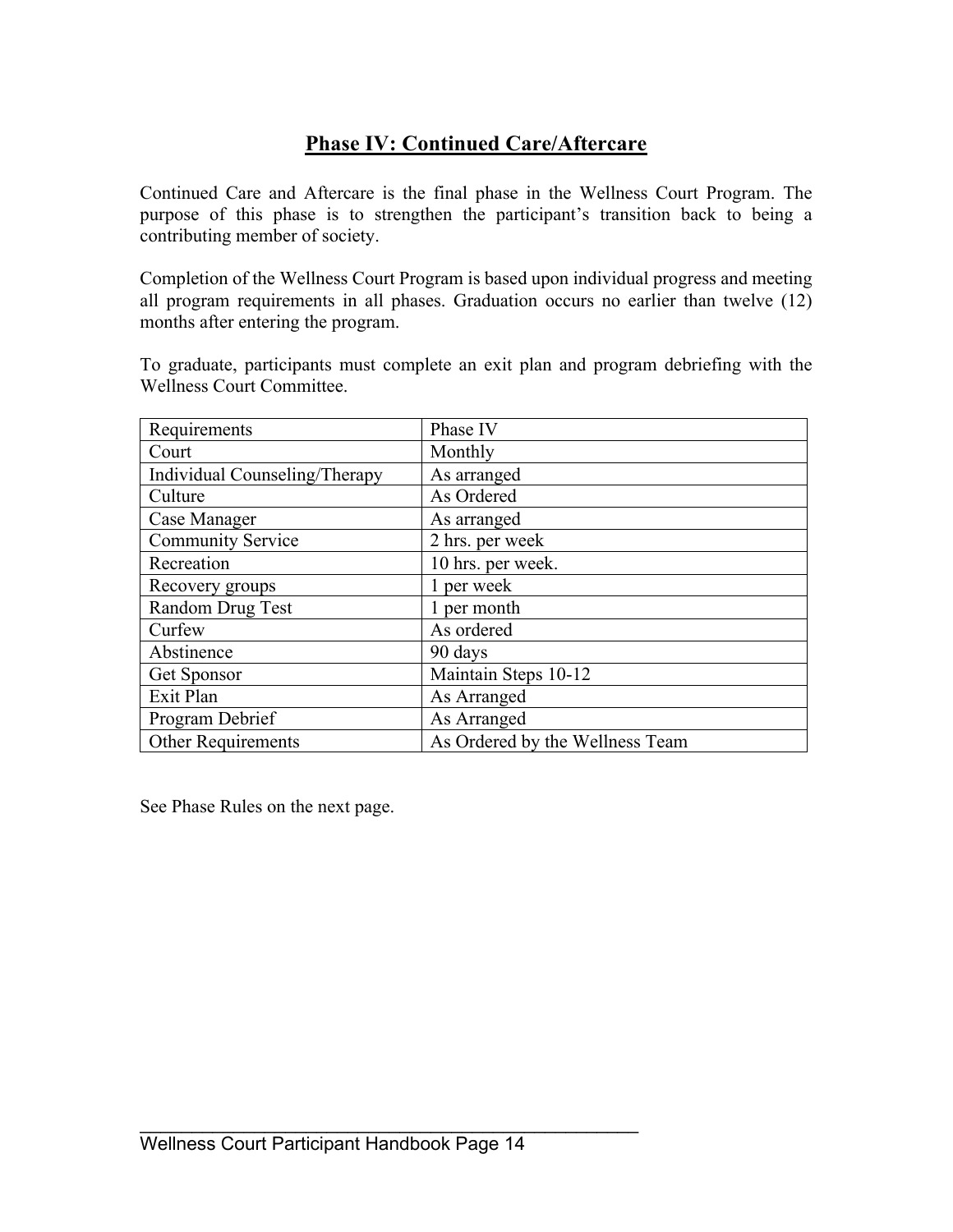## Phase IV: Continued Care/Aftercare

Continued Care and Aftercare is the final phase in the Wellness Court Program. The purpose of this phase is to strengthen the participant's transition back to being a contributing member of society.

Completion of the Wellness Court Program is based upon individual progress and meeting all program requirements in all phases. Graduation occurs no earlier than twelve (12) months after entering the program.

To graduate, participants must complete an exit plan and program debriefing with the Wellness Court Committee.

| Requirements | Phase IV |
|---|---|
| Court | Monthly |
| Individual Counseling/Therapy | As arranged |
| Culture | As Ordered |
| Case Manager | As arranged |
| Community Service | 2 hrs. per week |
| Recreation | 10 hrs. per week. |
| Recovery groups | 1 per week |
| Random Drug Test | 1 per month |
| Curfew | As ordered |
| Abstinence | 90 days |
| Get Sponsor | Maintain Steps 10-12 |
| Exit Plan | As Arranged |
| Program Debrief | As Arranged |
| Other Requirements | As Ordered by the Wellness Team |

See Phase Rules on the next page.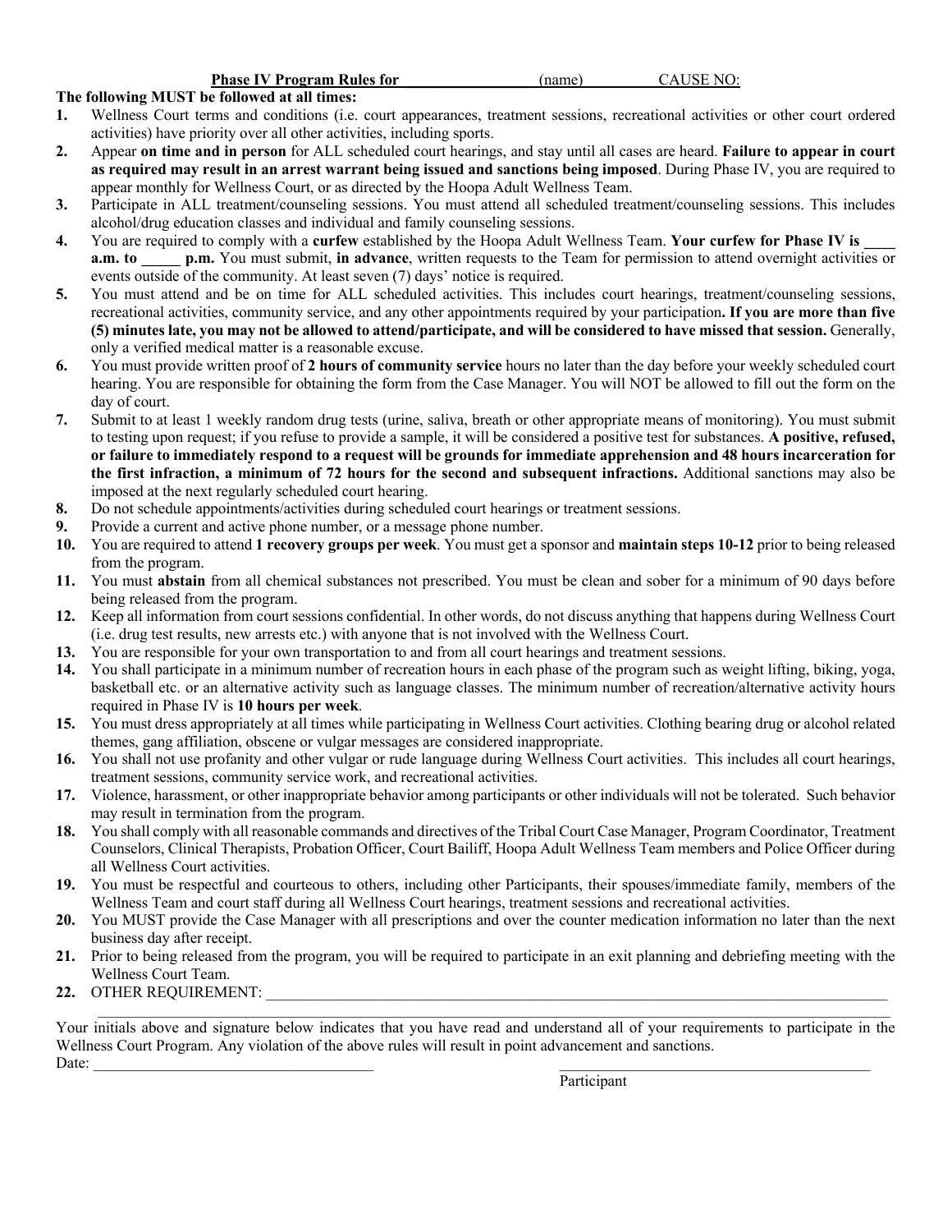**Phase IV Program Rules for \_\_\_\_\_\_\_\_\_\_\_\_\_\_\_\_\_ (name) CAUSE NO:**

**The following MUST be followed at all times:**

1. Wellness Court terms and conditions (i.e. court appearances, treatment sessions, recreational activities or other court ordered activities) have priority over all other activities, including sports.
2. Appear **on time and in person** for ALL scheduled court hearings, and stay until all cases are heard. **Failure to appear in court as required may result in an arrest warrant being issued and sanctions being imposed**. During Phase IV, you are required to appear monthly for Wellness Court, or as directed by the Hoopa Adult Wellness Team.
3. Participate in ALL treatment/counseling sessions. You must attend all scheduled treatment/counseling sessions. This includes alcohol/drug education classes and individual and family counseling sessions.
4. You are required to comply with a **curfew** established by the Hoopa Adult Wellness Team. **Your curfew for Phase IV is \_\_\_\_ a.m. to \_\_\_\_\_ p.m.** You must submit, **in advance**, written requests to the Team for permission to attend overnight activities or events outside of the community. At least seven (7) days' notice is required.
5. You must attend and be on time for ALL scheduled activities. This includes court hearings, treatment/counseling sessions, recreational activities, community service, and any other appointments required by your participation**. If you are more than five (5) minutes late, you may not be allowed to attend/participate, and will be considered to have missed that session.** Generally, only a verified medical matter is a reasonable excuse.
6. You must provide written proof of **2 hours of community service** hours no later than the day before your weekly scheduled court hearing. You are responsible for obtaining the form from the Case Manager. You will NOT be allowed to fill out the form on the day of court.
7. Submit to at least 1 weekly random drug tests (urine, saliva, breath or other appropriate means of monitoring). You must submit to testing upon request; if you refuse to provide a sample, it will be considered a positive test for substances. **A positive, refused, or failure to immediately respond to a request will be grounds for immediate apprehension and 48 hours incarceration for the first infraction, a minimum of 72 hours for the second and subsequent infractions.** Additional sanctions may also be imposed at the next regularly scheduled court hearing.
8. Do not schedule appointments/activities during scheduled court hearings or treatment sessions.
9. Provide a current and active phone number, or a message phone number.
10. You are required to attend **1 recovery groups per week**. You must get a sponsor and **maintain steps 10-12** prior to being released from the program.
11. You must **abstain** from all chemical substances not prescribed. You must be clean and sober for a minimum of 90 days before being released from the program.
12. Keep all information from court sessions confidential. In other words, do not discuss anything that happens during Wellness Court (i.e. drug test results, new arrests etc.) with anyone that is not involved with the Wellness Court.
13. You are responsible for your own transportation to and from all court hearings and treatment sessions.
14. You shall participate in a minimum number of recreation hours in each phase of the program such as weight lifting, biking, yoga, basketball etc. or an alternative activity such as language classes. The minimum number of recreation/alternative activity hours required in Phase IV is **10 hours per week**.
15. You must dress appropriately at all times while participating in Wellness Court activities. Clothing bearing drug or alcohol related themes, gang affiliation, obscene or vulgar messages are considered inappropriate.
16. You shall not use profanity and other vulgar or rude language during Wellness Court activities. This includes all court hearings, treatment sessions, community service work, and recreational activities.
17. Violence, harassment, or other inappropriate behavior among participants or other individuals will not be tolerated. Such behavior may result in termination from the program.
18. You shall comply with all reasonable commands and directives of the Tribal Court Case Manager, Program Coordinator, Treatment Counselors, Clinical Therapists, Probation Officer, Court Bailiff, Hoopa Adult Wellness Team members and Police Officer during all Wellness Court activities.
19. You must be respectful and courteous to others, including other Participants, their spouses/immediate family, members of the Wellness Team and court staff during all Wellness Court hearings, treatment sessions and recreational activities.
20. You MUST provide the Case Manager with all prescriptions and over the counter medication information no later than the next business day after receipt.
21. Prior to being released from the program, you will be required to participate in an exit planning and debriefing meeting with the Wellness Court Team.
22. OTHER REQUIREMENT: \_\_\_\_\_\_\_\_\_\_\_\_\_\_\_\_\_\_\_\_\_\_\_\_\_\_\_\_\_\_\_\_\_\_\_\_\_\_\_\_\_\_\_\_\_\_\_\_\_\_\_\_\_\_\_\_\_\_\_\_\_\_\_\_\_\_\_\_\_\_\_\_\_\_\_\_
\_\_\_\_\_\_\_\_\_\_\_\_\_\_\_\_\_\_\_\_\_\_\_\_\_\_\_\_\_\_\_\_\_\_\_\_\_\_\_\_\_\_\_\_\_\_\_\_\_\_\_\_\_\_\_\_\_\_\_\_\_\_\_\_\_\_\_\_\_\_\_\_\_\_\_\_\_\_\_\_\_\_\_\_\_\_\_\_\_\_

Your initials above and signature below indicates that you have read and understand all of your requirements to participate in the Wellness Court Program. Any violation of the above rules will result in point advancement and sanctions.

Date: \_\_\_\_\_\_\_\_\_\_\_\_\_\_\_\_\_\_\_\_\_\_\_\_\_\_\_\_\_\_\_\_\_\_\_\_ \_\_\_\_\_\_\_\_\_\_\_\_\_\_\_\_\_\_\_\_\_\_\_\_\_\_\_\_\_\_\_\_\_\_\_\_\_\_\_\_\_

Participant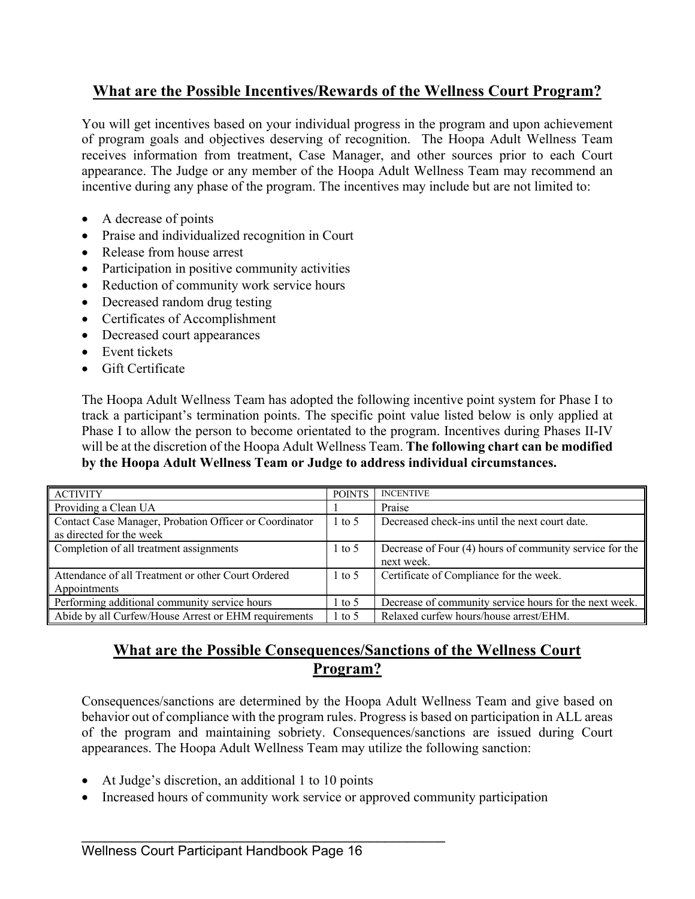## What are the Possible Incentives/Rewards of the Wellness Court Program?

You will get incentives based on your individual progress in the program and upon achievement of program goals and objectives deserving of recognition. The Hoopa Adult Wellness Team receives information from treatment, Case Manager, and other sources prior to each Court appearance. The Judge or any member of the Hoopa Adult Wellness Team may recommend an incentive during any phase of the program. The incentives may include but are not limited to:

- A decrease of points
- Praise and individualized recognition in Court
- Release from house arrest
- Participation in positive community activities
- Reduction of community work service hours
- Decreased random drug testing
- Certificates of Accomplishment
- Decreased court appearances
- Event tickets
- Gift Certificate

The Hoopa Adult Wellness Team has adopted the following incentive point system for Phase I to track a participant's termination points. The specific point value listed below is only applied at Phase I to allow the person to become orientated to the program. Incentives during Phases II-IV will be at the discretion of the Hoopa Adult Wellness Team. **The following chart can be modified by the Hoopa Adult Wellness Team or Judge to address individual circumstances.**

| ACTIVITY | POINTS | INCENTIVE |
|---|---|---|
| Providing a Clean UA | 1 | Praise |
| Contact Case Manager, Probation Officer or Coordinator as directed for the week | 1 to 5 | Decreased check-ins until the next court date. |
| Completion of all treatment assignments | 1 to 5 | Decrease of Four (4) hours of community service for the next week. |
| Attendance of all Treatment or other Court Ordered Appointments | 1 to 5 | Certificate of Compliance for the week. |
| Performing additional community service hours | 1 to 5 | Decrease of community service hours for the next week. |
| Abide by all Curfew/House Arrest or EHM requirements | 1 to 5 | Relaxed curfew hours/house arrest/EHM. |

## What are the Possible Consequences/Sanctions of the Wellness Court Program?

Consequences/sanctions are determined by the Hoopa Adult Wellness Team and give based on behavior out of compliance with the program rules. Progress is based on participation in ALL areas of the program and maintaining sobriety. Consequences/sanctions are issued during Court appearances. The Hoopa Adult Wellness Team may utilize the following sanction:

- At Judge's discretion, an additional 1 to 10 points
- Increased hours of community work service or approved community participation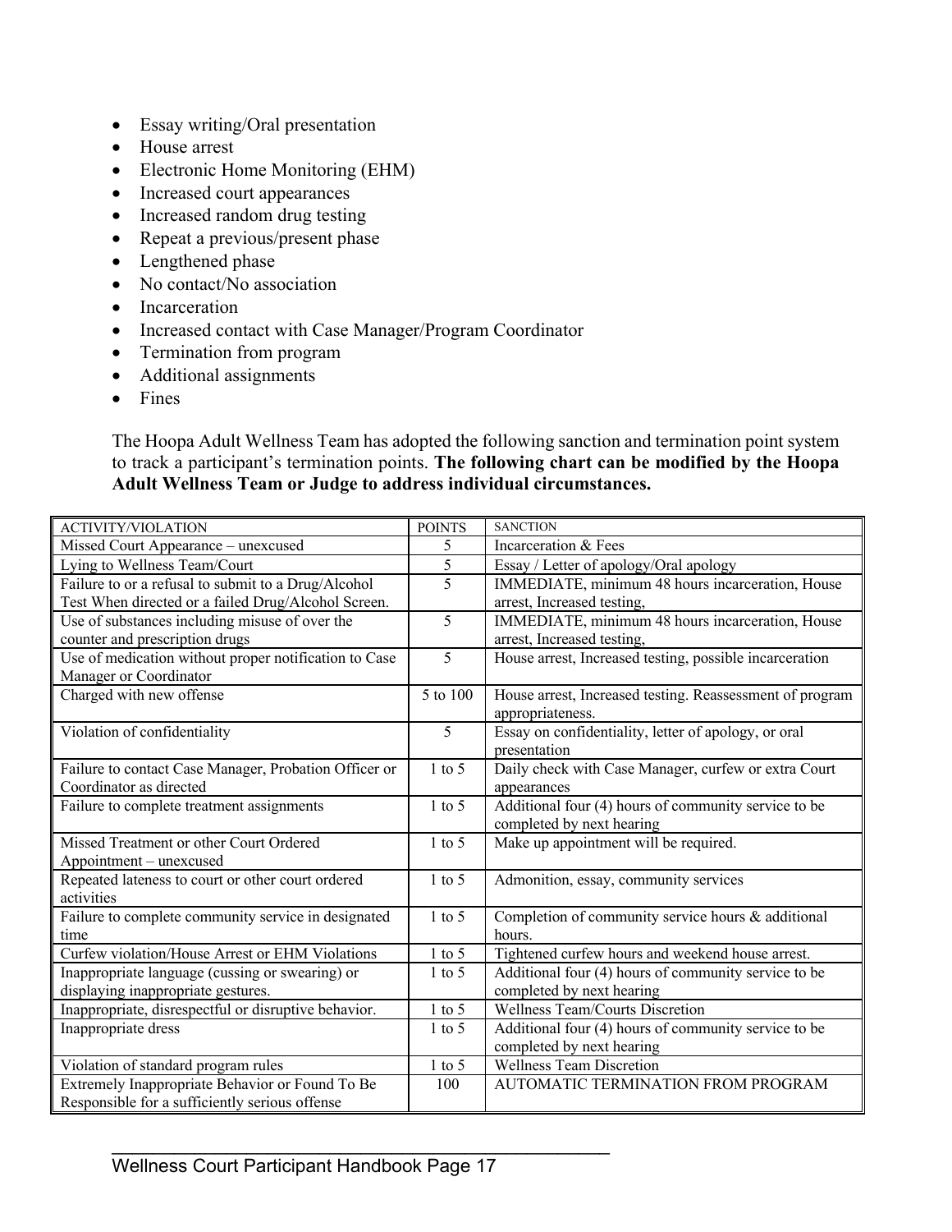- Essay writing/Oral presentation
- House arrest
- Electronic Home Monitoring (EHM)
- Increased court appearances
- Increased random drug testing
- Repeat a previous/present phase
- Lengthened phase
- No contact/No association
- Incarceration
- Increased contact with Case Manager/Program Coordinator
- Termination from program
- Additional assignments
- Fines

The Hoopa Adult Wellness Team has adopted the following sanction and termination point system to track a participant's termination points. **The following chart can be modified by the Hoopa Adult Wellness Team or Judge to address individual circumstances.**

| ACTIVITY/VIOLATION | POINTS | SANCTION |
|---|---|---|
| Missed Court Appearance – unexcused | 5 | Incarceration & Fees |
| Lying to Wellness Team/Court | 5 | Essay / Letter of apology/Oral apology |
| Failure to or a refusal to submit to a Drug/Alcohol Test When directed or a failed Drug/Alcohol Screen. | 5 | IMMEDIATE, minimum 48 hours incarceration, House arrest, Increased testing, |
| Use of substances including misuse of over the counter and prescription drugs | 5 | IMMEDIATE, minimum 48 hours incarceration, House arrest, Increased testing, |
| Use of medication without proper notification to Case Manager or Coordinator | 5 | House arrest, Increased testing, possible incarceration |
| Charged with new offense | 5 to 100 | House arrest, Increased testing. Reassessment of program appropriateness. |
| Violation of confidentiality | 5 | Essay on confidentiality, letter of apology, or oral presentation |
| Failure to contact Case Manager, Probation Officer or Coordinator as directed | 1 to 5 | Daily check with Case Manager, curfew or extra Court appearances |
| Failure to complete treatment assignments | 1 to 5 | Additional four (4) hours of community service to be completed by next hearing |
| Missed Treatment or other Court Ordered Appointment – unexcused | 1 to 5 | Make up appointment will be required. |
| Repeated lateness to court or other court ordered activities | 1 to 5 | Admonition, essay, community services |
| Failure to complete community service in designated time | 1 to 5 | Completion of community service hours & additional hours. |
| Curfew violation/House Arrest or EHM Violations | 1 to 5 | Tightened curfew hours and weekend house arrest. |
| Inappropriate language (cussing or swearing) or displaying inappropriate gestures. | 1 to 5 | Additional four (4) hours of community service to be completed by next hearing |
| Inappropriate, disrespectful or disruptive behavior. | 1 to 5 | Wellness Team/Courts Discretion |
| Inappropriate dress | 1 to 5 | Additional four (4) hours of community service to be completed by next hearing |
| Violation of standard program rules | 1 to 5 | Wellness Team Discretion |
| Extremely Inappropriate Behavior or Found To Be Responsible for a sufficiently serious offense | 100 | AUTOMATIC TERMINATION FROM PROGRAM |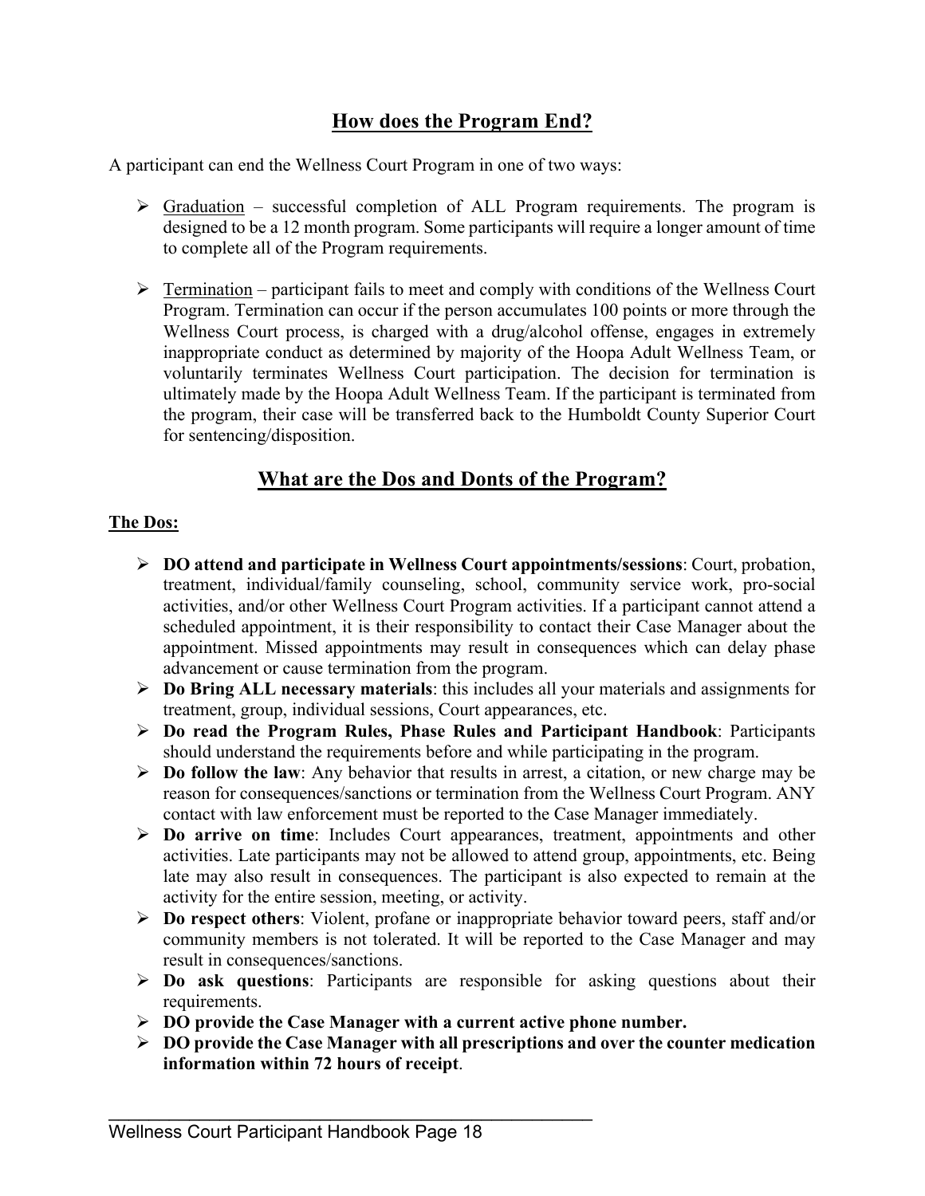## How does the Program End?

A participant can end the Wellness Court Program in one of two ways:

- Graduation – successful completion of ALL Program requirements. The program is designed to be a 12 month program. Some participants will require a longer amount of time to complete all of the Program requirements.
- Termination – participant fails to meet and comply with conditions of the Wellness Court Program. Termination can occur if the person accumulates 100 points or more through the Wellness Court process, is charged with a drug/alcohol offense, engages in extremely inappropriate conduct as determined by majority of the Hoopa Adult Wellness Team, or voluntarily terminates Wellness Court participation. The decision for termination is ultimately made by the Hoopa Adult Wellness Team. If the participant is terminated from the program, their case will be transferred back to the Humboldt County Superior Court for sentencing/disposition.

## What are the Dos and Donts of the Program?

**The Dos:**

- **DO attend and participate in Wellness Court appointments/sessions**: Court, probation, treatment, individual/family counseling, school, community service work, pro-social activities, and/or other Wellness Court Program activities. If a participant cannot attend a scheduled appointment, it is their responsibility to contact their Case Manager about the appointment. Missed appointments may result in consequences which can delay phase advancement or cause termination from the program.
- **Do Bring ALL necessary materials**: this includes all your materials and assignments for treatment, group, individual sessions, Court appearances, etc.
- **Do read the Program Rules, Phase Rules and Participant Handbook**: Participants should understand the requirements before and while participating in the program.
- **Do follow the law**: Any behavior that results in arrest, a citation, or new charge may be reason for consequences/sanctions or termination from the Wellness Court Program. ANY contact with law enforcement must be reported to the Case Manager immediately.
- **Do arrive on time**: Includes Court appearances, treatment, appointments and other activities. Late participants may not be allowed to attend group, appointments, etc. Being late may also result in consequences. The participant is also expected to remain at the activity for the entire session, meeting, or activity.
- **Do respect others**: Violent, profane or inappropriate behavior toward peers, staff and/or community members is not tolerated. It will be reported to the Case Manager and may result in consequences/sanctions.
- **Do ask questions**: Participants are responsible for asking questions about their requirements.
- **DO provide the Case Manager with a current active phone number.**
- **DO provide the Case Manager with all prescriptions and over the counter medication information within 72 hours of receipt**.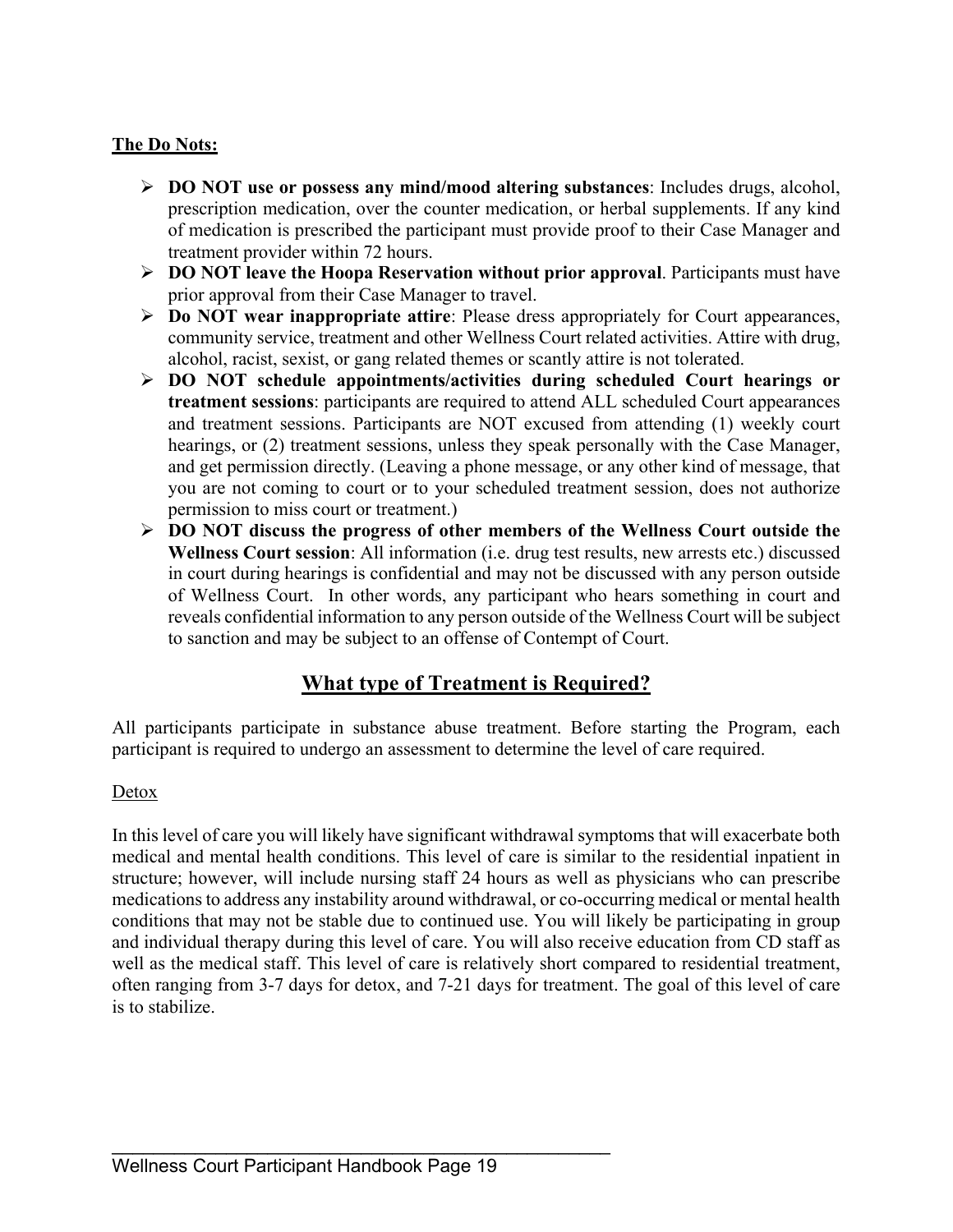**The Do Nots:**

- **DO NOT use or possess any mind/mood altering substances**: Includes drugs, alcohol, prescription medication, over the counter medication, or herbal supplements. If any kind of medication is prescribed the participant must provide proof to their Case Manager and treatment provider within 72 hours.
- **DO NOT leave the Hoopa Reservation without prior approval**. Participants must have prior approval from their Case Manager to travel.
- **Do NOT wear inappropriate attire**: Please dress appropriately for Court appearances, community service, treatment and other Wellness Court related activities. Attire with drug, alcohol, racist, sexist, or gang related themes or scantly attire is not tolerated.
- **DO NOT schedule appointments/activities during scheduled Court hearings or treatment sessions**: participants are required to attend ALL scheduled Court appearances and treatment sessions. Participants are NOT excused from attending (1) weekly court hearings, or (2) treatment sessions, unless they speak personally with the Case Manager, and get permission directly. (Leaving a phone message, or any other kind of message, that you are not coming to court or to your scheduled treatment session, does not authorize permission to miss court or treatment.)
- **DO NOT discuss the progress of other members of the Wellness Court outside the Wellness Court session**: All information (i.e. drug test results, new arrests etc.) discussed in court during hearings is confidential and may not be discussed with any person outside of Wellness Court. In other words, any participant who hears something in court and reveals confidential information to any person outside of the Wellness Court will be subject to sanction and may be subject to an offense of Contempt of Court.

## What type of Treatment is Required?

All participants participate in substance abuse treatment. Before starting the Program, each participant is required to undergo an assessment to determine the level of care required.

Detox

In this level of care you will likely have significant withdrawal symptoms that will exacerbate both medical and mental health conditions. This level of care is similar to the residential inpatient in structure; however, will include nursing staff 24 hours as well as physicians who can prescribe medications to address any instability around withdrawal, or co-occurring medical or mental health conditions that may not be stable due to continued use. You will likely be participating in group and individual therapy during this level of care. You will also receive education from CD staff as well as the medical staff. This level of care is relatively short compared to residential treatment, often ranging from 3-7 days for detox, and 7-21 days for treatment. The goal of this level of care is to stabilize.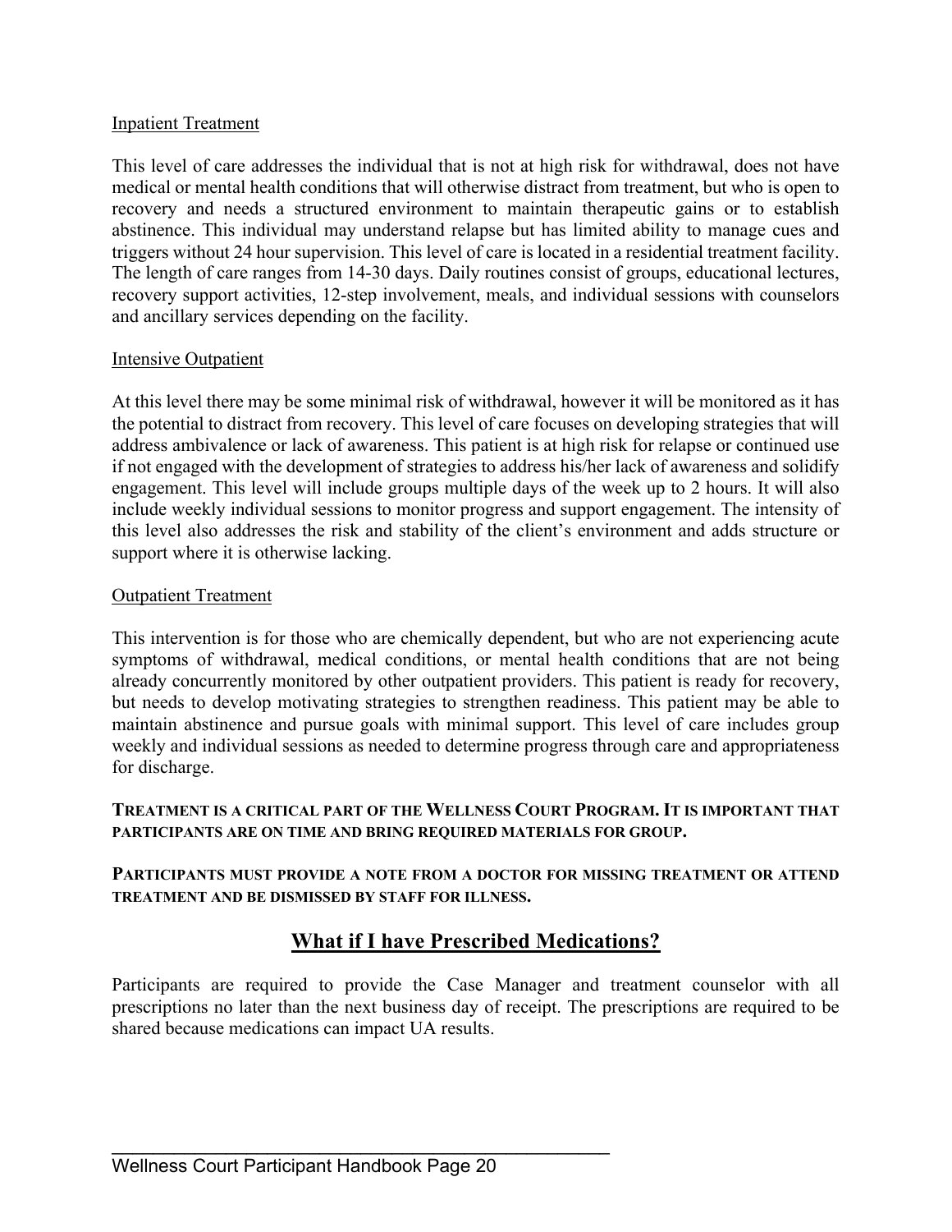Inpatient Treatment

This level of care addresses the individual that is not at high risk for withdrawal, does not have medical or mental health conditions that will otherwise distract from treatment, but who is open to recovery and needs a structured environment to maintain therapeutic gains or to establish abstinence. This individual may understand relapse but has limited ability to manage cues and triggers without 24 hour supervision. This level of care is located in a residential treatment facility. The length of care ranges from 14-30 days. Daily routines consist of groups, educational lectures, recovery support activities, 12-step involvement, meals, and individual sessions with counselors and ancillary services depending on the facility.

Intensive Outpatient

At this level there may be some minimal risk of withdrawal, however it will be monitored as it has the potential to distract from recovery. This level of care focuses on developing strategies that will address ambivalence or lack of awareness. This patient is at high risk for relapse or continued use if not engaged with the development of strategies to address his/her lack of awareness and solidify engagement. This level will include groups multiple days of the week up to 2 hours. It will also include weekly individual sessions to monitor progress and support engagement. The intensity of this level also addresses the risk and stability of the client's environment and adds structure or support where it is otherwise lacking.

Outpatient Treatment

This intervention is for those who are chemically dependent, but who are not experiencing acute symptoms of withdrawal, medical conditions, or mental health conditions that are not being already concurrently monitored by other outpatient providers. This patient is ready for recovery, but needs to develop motivating strategies to strengthen readiness. This patient may be able to maintain abstinence and pursue goals with minimal support. This level of care includes group weekly and individual sessions as needed to determine progress through care and appropriateness for discharge.

**TREATMENT IS A CRITICAL PART OF THE WELLNESS COURT PROGRAM. IT IS IMPORTANT THAT PARTICIPANTS ARE ON TIME AND BRING REQUIRED MATERIALS FOR GROUP.**

**PARTICIPANTS MUST PROVIDE A NOTE FROM A DOCTOR FOR MISSING TREATMENT OR ATTEND TREATMENT AND BE DISMISSED BY STAFF FOR ILLNESS.**

## What if I have Prescribed Medications?

Participants are required to provide the Case Manager and treatment counselor with all prescriptions no later than the next business day of receipt. The prescriptions are required to be shared because medications can impact UA results.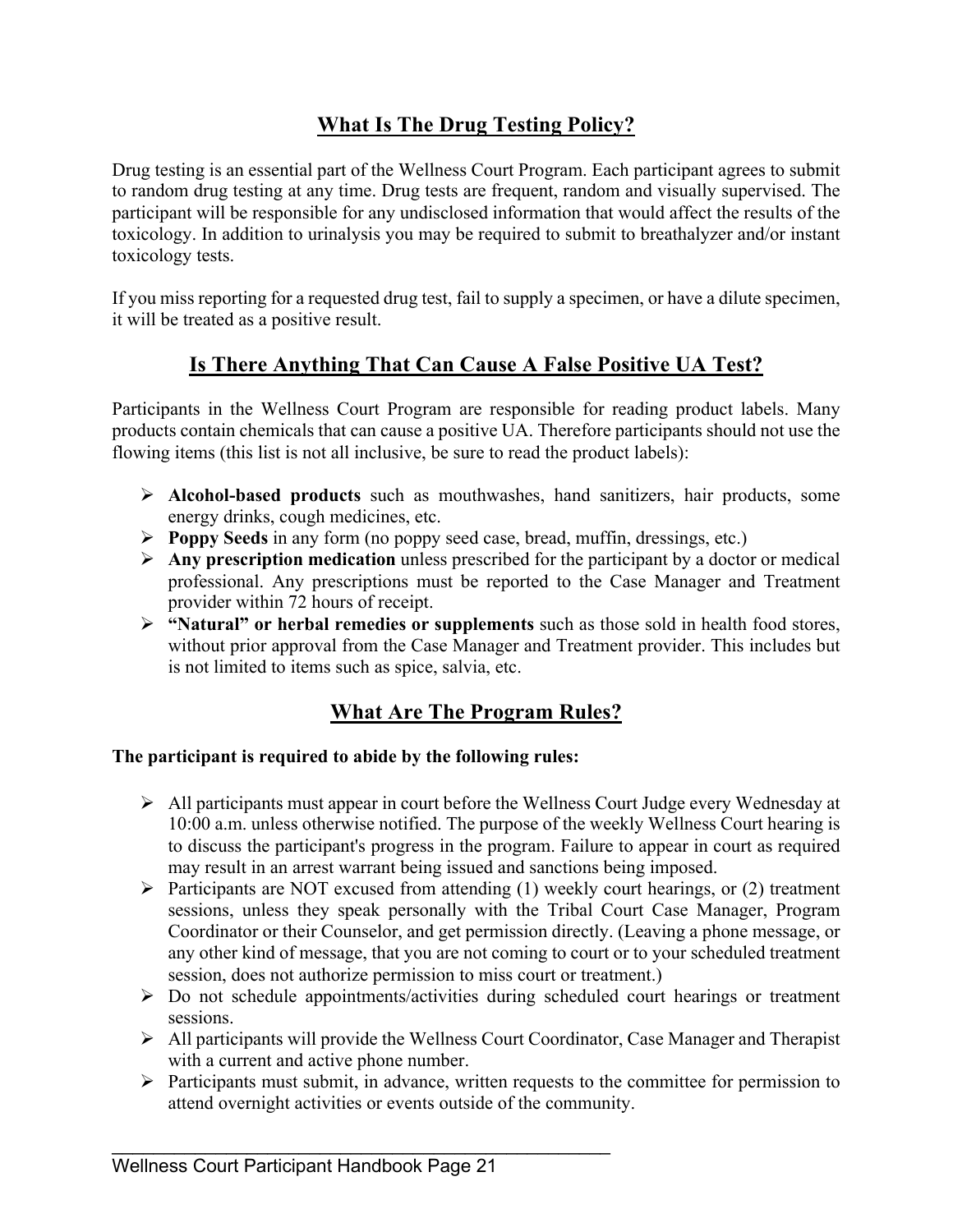## What Is The Drug Testing Policy?

Drug testing is an essential part of the Wellness Court Program. Each participant agrees to submit to random drug testing at any time. Drug tests are frequent, random and visually supervised. The participant will be responsible for any undisclosed information that would affect the results of the toxicology. In addition to urinalysis you may be required to submit to breathalyzer and/or instant toxicology tests.

If you miss reporting for a requested drug test, fail to supply a specimen, or have a dilute specimen, it will be treated as a positive result.

## Is There Anything That Can Cause A False Positive UA Test?

Participants in the Wellness Court Program are responsible for reading product labels. Many products contain chemicals that can cause a positive UA. Therefore participants should not use the flowing items (this list is not all inclusive, be sure to read the product labels):

- **Alcohol-based products** such as mouthwashes, hand sanitizers, hair products, some energy drinks, cough medicines, etc.
- **Poppy Seeds** in any form (no poppy seed case, bread, muffin, dressings, etc.)
- **Any prescription medication** unless prescribed for the participant by a doctor or medical professional. Any prescriptions must be reported to the Case Manager and Treatment provider within 72 hours of receipt.
- **"Natural" or herbal remedies or supplements** such as those sold in health food stores, without prior approval from the Case Manager and Treatment provider. This includes but is not limited to items such as spice, salvia, etc.

## What Are The Program Rules?

**The participant is required to abide by the following rules:**

- All participants must appear in court before the Wellness Court Judge every Wednesday at 10:00 a.m. unless otherwise notified. The purpose of the weekly Wellness Court hearing is to discuss the participant's progress in the program. Failure to appear in court as required may result in an arrest warrant being issued and sanctions being imposed.
- Participants are NOT excused from attending (1) weekly court hearings, or (2) treatment sessions, unless they speak personally with the Tribal Court Case Manager, Program Coordinator or their Counselor, and get permission directly. (Leaving a phone message, or any other kind of message, that you are not coming to court or to your scheduled treatment session, does not authorize permission to miss court or treatment.)
- Do not schedule appointments/activities during scheduled court hearings or treatment sessions.
- All participants will provide the Wellness Court Coordinator, Case Manager and Therapist with a current and active phone number.
- Participants must submit, in advance, written requests to the committee for permission to attend overnight activities or events outside of the community.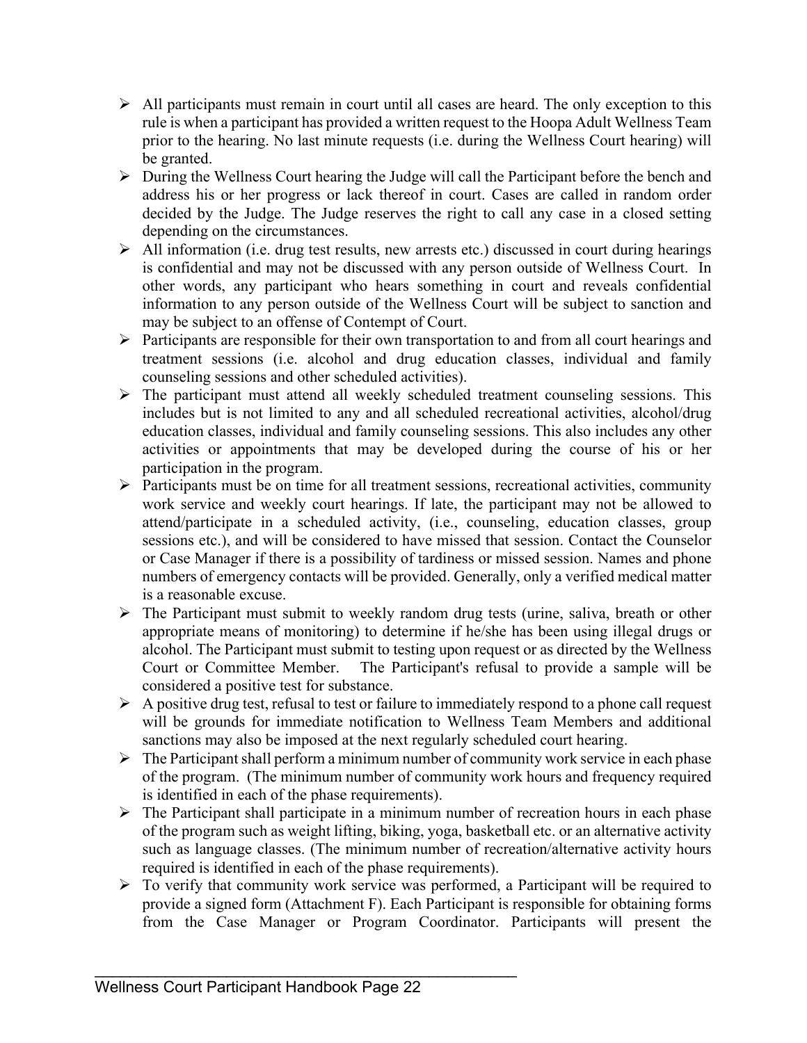- All participants must remain in court until all cases are heard. The only exception to this rule is when a participant has provided a written request to the Hoopa Adult Wellness Team prior to the hearing. No last minute requests (i.e. during the Wellness Court hearing) will be granted.
- During the Wellness Court hearing the Judge will call the Participant before the bench and address his or her progress or lack thereof in court. Cases are called in random order decided by the Judge. The Judge reserves the right to call any case in a closed setting depending on the circumstances.
- All information (i.e. drug test results, new arrests etc.) discussed in court during hearings is confidential and may not be discussed with any person outside of Wellness Court. In other words, any participant who hears something in court and reveals confidential information to any person outside of the Wellness Court will be subject to sanction and may be subject to an offense of Contempt of Court.
- Participants are responsible for their own transportation to and from all court hearings and treatment sessions (i.e. alcohol and drug education classes, individual and family counseling sessions and other scheduled activities).
- The participant must attend all weekly scheduled treatment counseling sessions. This includes but is not limited to any and all scheduled recreational activities, alcohol/drug education classes, individual and family counseling sessions. This also includes any other activities or appointments that may be developed during the course of his or her participation in the program.
- Participants must be on time for all treatment sessions, recreational activities, community work service and weekly court hearings. If late, the participant may not be allowed to attend/participate in a scheduled activity, (i.e., counseling, education classes, group sessions etc.), and will be considered to have missed that session. Contact the Counselor or Case Manager if there is a possibility of tardiness or missed session. Names and phone numbers of emergency contacts will be provided. Generally, only a verified medical matter is a reasonable excuse.
- The Participant must submit to weekly random drug tests (urine, saliva, breath or other appropriate means of monitoring) to determine if he/she has been using illegal drugs or alcohol. The Participant must submit to testing upon request or as directed by the Wellness Court or Committee Member. The Participant's refusal to provide a sample will be considered a positive test for substance.
- A positive drug test, refusal to test or failure to immediately respond to a phone call request will be grounds for immediate notification to Wellness Team Members and additional sanctions may also be imposed at the next regularly scheduled court hearing.
- The Participant shall perform a minimum number of community work service in each phase of the program. (The minimum number of community work hours and frequency required is identified in each of the phase requirements).
- The Participant shall participate in a minimum number of recreation hours in each phase of the program such as weight lifting, biking, yoga, basketball etc. or an alternative activity such as language classes. (The minimum number of recreation/alternative activity hours required is identified in each of the phase requirements).
- To verify that community work service was performed, a Participant will be required to provide a signed form (Attachment F). Each Participant is responsible for obtaining forms from the Case Manager or Program Coordinator. Participants will present the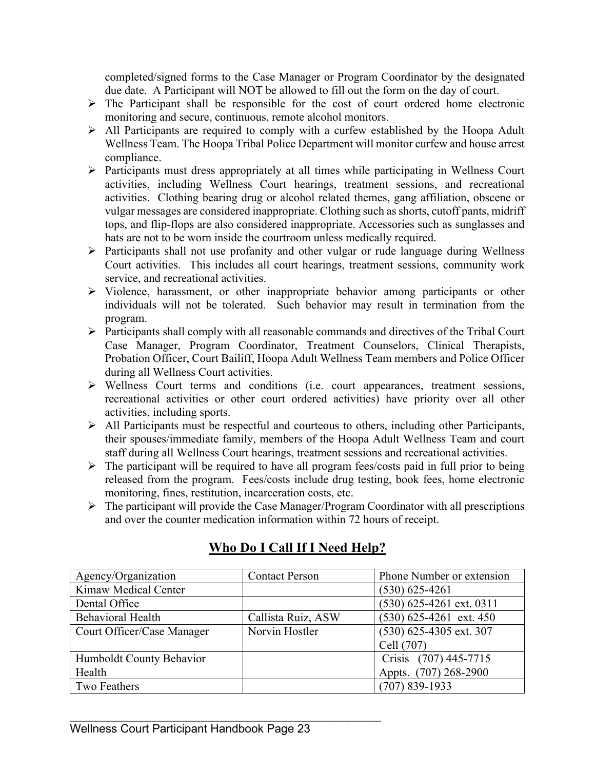completed/signed forms to the Case Manager or Program Coordinator by the designated due date. A Participant will NOT be allowed to fill out the form on the day of court.

- The Participant shall be responsible for the cost of court ordered home electronic monitoring and secure, continuous, remote alcohol monitors.
- All Participants are required to comply with a curfew established by the Hoopa Adult Wellness Team. The Hoopa Tribal Police Department will monitor curfew and house arrest compliance.
- Participants must dress appropriately at all times while participating in Wellness Court activities, including Wellness Court hearings, treatment sessions, and recreational activities. Clothing bearing drug or alcohol related themes, gang affiliation, obscene or vulgar messages are considered inappropriate. Clothing such as shorts, cutoff pants, midriff tops, and flip-flops are also considered inappropriate. Accessories such as sunglasses and hats are not to be worn inside the courtroom unless medically required.
- Participants shall not use profanity and other vulgar or rude language during Wellness Court activities. This includes all court hearings, treatment sessions, community work service, and recreational activities.
- Violence, harassment, or other inappropriate behavior among participants or other individuals will not be tolerated. Such behavior may result in termination from the program.
- Participants shall comply with all reasonable commands and directives of the Tribal Court Case Manager, Program Coordinator, Treatment Counselors, Clinical Therapists, Probation Officer, Court Bailiff, Hoopa Adult Wellness Team members and Police Officer during all Wellness Court activities.
- Wellness Court terms and conditions (i.e. court appearances, treatment sessions, recreational activities or other court ordered activities) have priority over all other activities, including sports.
- All Participants must be respectful and courteous to others, including other Participants, their spouses/immediate family, members of the Hoopa Adult Wellness Team and court staff during all Wellness Court hearings, treatment sessions and recreational activities.
- The participant will be required to have all program fees/costs paid in full prior to being released from the program. Fees/costs include drug testing, book fees, home electronic monitoring, fines, restitution, incarceration costs, etc.
- The participant will provide the Case Manager/Program Coordinator with all prescriptions and over the counter medication information within 72 hours of receipt.

## Who Do I Call If I Need Help?

| Agency/Organization | Contact Person | Phone Number or extension |
|---|---|---|
| Kimaw Medical Center | | (530) 625-4261 |
| Dental Office | | (530) 625-4261 ext. 0311 |
| Behavioral Health | Callista Ruiz, ASW | (530) 625-4261 ext. 450 |
| Court Officer/Case Manager | Norvin Hostler | (530) 625-4305 ext. 307<br>Cell (707) |
| Humboldt County Behavior Health | | Crisis (707) 445-7715<br>Appts. (707) 268-2900 |
| Two Feathers | | (707) 839-1933 |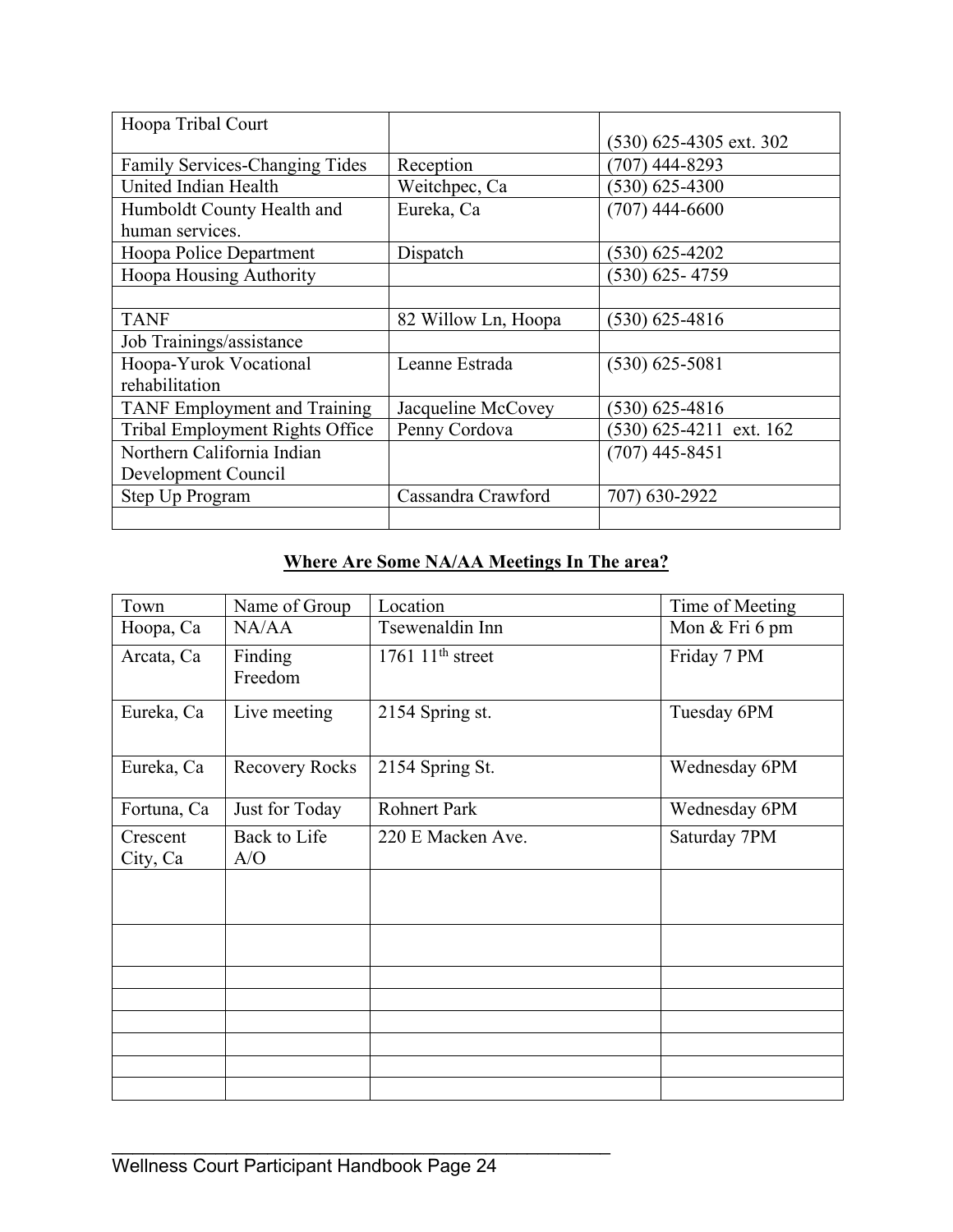| | | |
|---|---|---|
| Hoopa Tribal Court | | (530) 625-4305 ext. 302 |
| Family Services-Changing Tides | Reception | (707) 444-8293 |
| United Indian Health | Weitchpec, Ca | (530) 625-4300 |
| Humboldt County Health and human services. | Eureka, Ca | (707) 444-6600 |
| Hoopa Police Department | Dispatch | (530) 625-4202 |
| Hoopa Housing Authority | | (530) 625- 4759 |
| | | |
| TANF | 82 Willow Ln, Hoopa | (530) 625-4816 |
| Job Trainings/assistance | | |
| Hoopa-Yurok Vocational rehabilitation | Leanne Estrada | (530) 625-5081 |
| TANF Employment and Training | Jacqueline McCovey | (530) 625-4816 |
| Tribal Employment Rights Office | Penny Cordova | (530) 625-4211 ext. 162 |
| Northern California Indian Development Council | | (707) 445-8451 |
| Step Up Program | Cassandra Crawford | 707) 630-2922 |
| | | |

## Where Are Some NA/AA Meetings In The area?

| Town | Name of Group | Location | Time of Meeting |
|---|---|---|---|
| Hoopa, Ca | NA/AA | Tsewenaldin Inn | Mon & Fri 6 pm |
| Arcata, Ca | Finding Freedom | 1761 11th street | Friday 7 PM |
| Eureka, Ca | Live meeting | 2154 Spring st. | Tuesday 6PM |
| Eureka, Ca | Recovery Rocks | 2154 Spring St. | Wednesday 6PM |
| Fortuna, Ca | Just for Today | Rohnert Park | Wednesday 6PM |
| Crescent City, Ca | Back to Life A/O | 220 E Macken Ave. | Saturday 7PM |
| | | | |
| | | | |
| | | | |
| | | | |
| | | | |
| | | | |
| | | | |
| | | | |